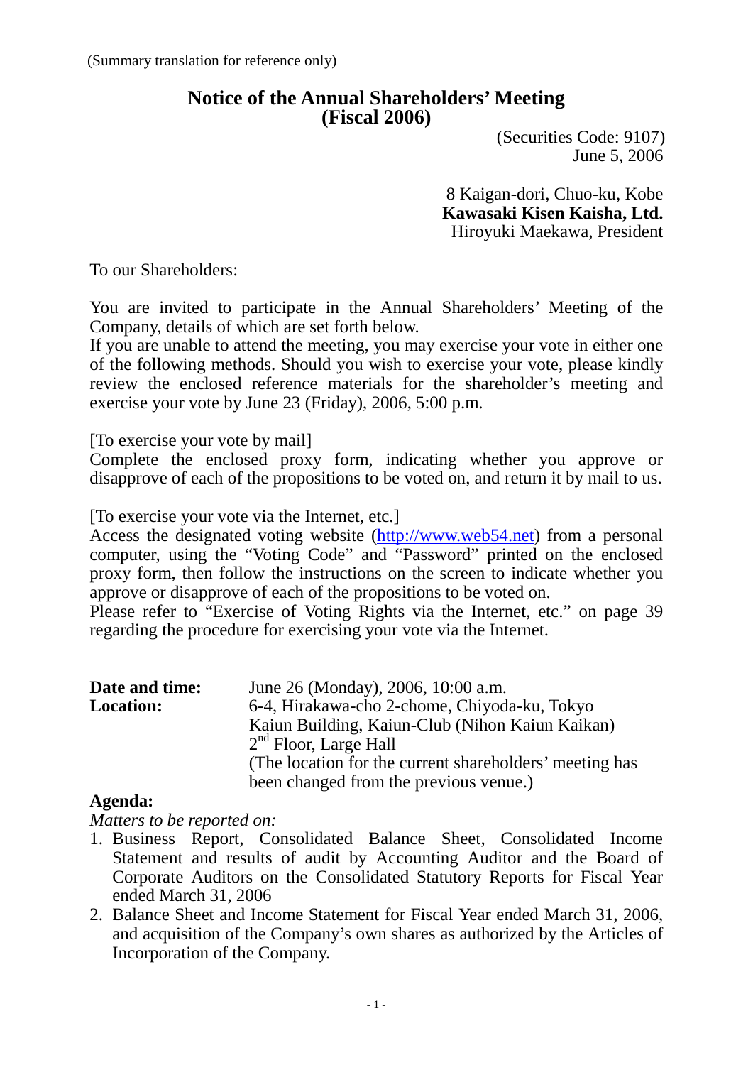(Summary translation for reference only)

# Notice of the Annual Shareholders' Meeting (Fiscal 2006)

(Securities Code: 9107)
June 5, 2006

8 Kaigan-dori, Chuo-ku, Kobe
**Kawasaki Kisen Kaisha, Ltd.**
Hiroyuki Maekawa, President

To our Shareholders:

You are invited to participate in the Annual Shareholders' Meeting of the Company, details of which are set forth below.
If you are unable to attend the meeting, you may exercise your vote in either one of the following methods. Should you wish to exercise your vote, please kindly review the enclosed reference materials for the shareholder's meeting and exercise your vote by June 23 (Friday), 2006, 5:00 p.m.

[To exercise your vote by mail]
Complete the enclosed proxy form, indicating whether you approve or disapprove of each of the propositions to be voted on, and return it by mail to us.

[To exercise your vote via the Internet, etc.]
Access the designated voting website (http://www.web54.net) from a personal computer, using the "Voting Code" and "Password" printed on the enclosed proxy form, then follow the instructions on the screen to indicate whether you approve or disapprove of each of the propositions to be voted on.
Please refer to "Exercise of Voting Rights via the Internet, etc." on page 39 regarding the procedure for exercising your vote via the Internet.

**Date and time:** June 26 (Monday), 2006, 10:00 a.m.

**Location:** 6-4, Hirakawa-cho 2-chome, Chiyoda-ku, Tokyo
Kaiun Building, Kaiun-Club (Nihon Kaiun Kaikan)
2nd Floor, Large Hall
(The location for the current shareholders' meeting has been changed from the previous venue.)

**Agenda:**

*Matters to be reported on:*

1. Business Report, Consolidated Balance Sheet, Consolidated Income Statement and results of audit by Accounting Auditor and the Board of Corporate Auditors on the Consolidated Statutory Reports for Fiscal Year ended March 31, 2006
2. Balance Sheet and Income Statement for Fiscal Year ended March 31, 2006, and acquisition of the Company's own shares as authorized by the Articles of Incorporation of the Company.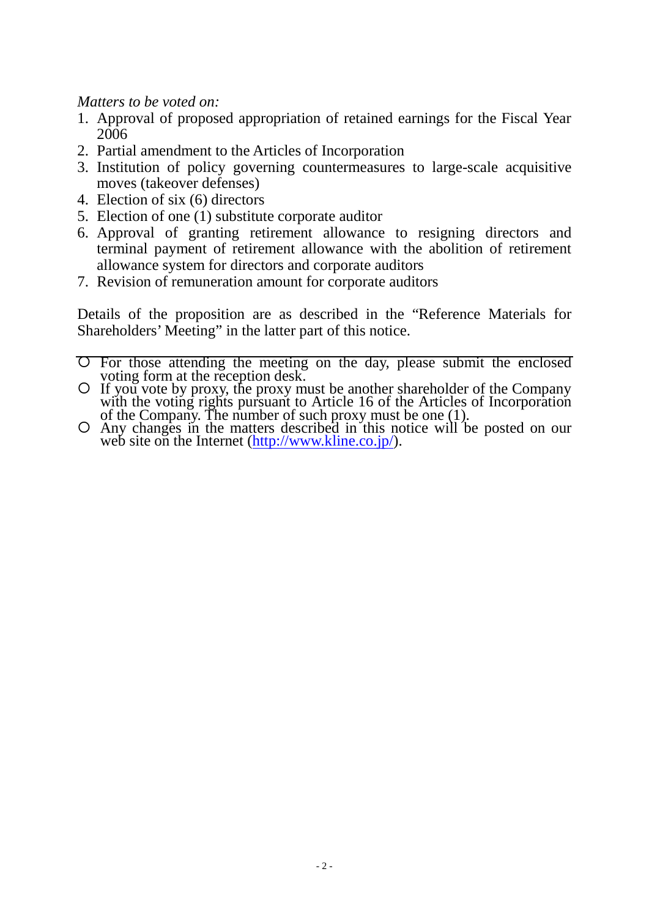*Matters to be voted on:*

1. Approval of proposed appropriation of retained earnings for the Fiscal Year 2006
2. Partial amendment to the Articles of Incorporation
3. Institution of policy governing countermeasures to large-scale acquisitive moves (takeover defenses)
4. Election of six (6) directors
5. Election of one (1) substitute corporate auditor
6. Approval of granting retirement allowance to resigning directors and terminal payment of retirement allowance with the abolition of retirement allowance system for directors and corporate auditors
7. Revision of remuneration amount for corporate auditors

Details of the proposition are as described in the “Reference Materials for Shareholders’ Meeting” in the latter part of this notice.

---

- For those attending the meeting on the day, please submit the enclosed voting form at the reception desk.
- If you vote by proxy, the proxy must be another shareholder of the Company with the voting rights pursuant to Article 16 of the Articles of Incorporation of the Company. The number of such proxy must be one (1).
- Any changes in the matters described in this notice will be posted on our web site on the Internet (http://www.kline.co.jp/).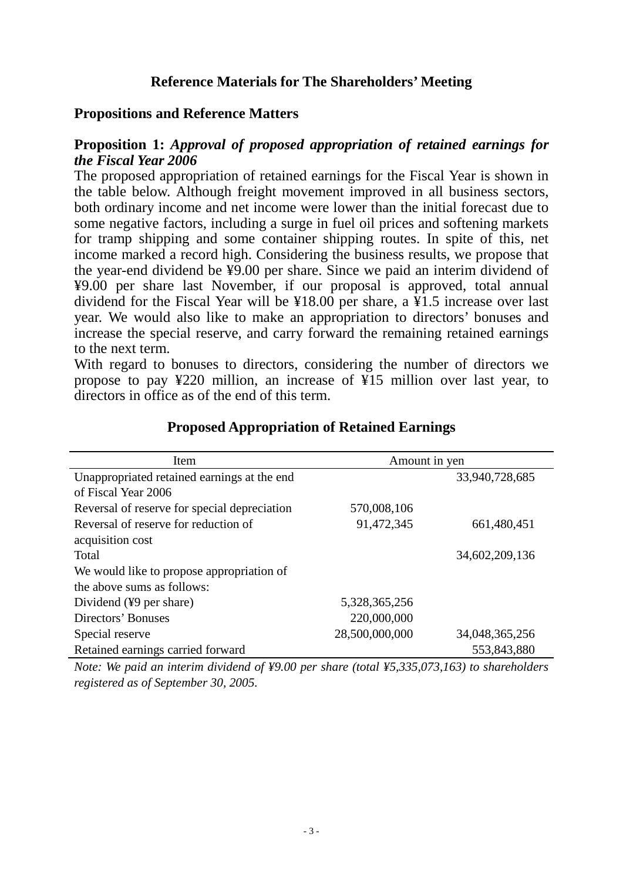# Reference Materials for The Shareholders' Meeting

## Propositions and Reference Matters

### Proposition 1: *Approval of proposed appropriation of retained earnings for the Fiscal Year 2006*

The proposed appropriation of retained earnings for the Fiscal Year is shown in the table below. Although freight movement improved in all business sectors, both ordinary income and net income were lower than the initial forecast due to some negative factors, including a surge in fuel oil prices and softening markets for tramp shipping and some container shipping routes. In spite of this, net income marked a record high. Considering the business results, we propose that the year-end dividend be ¥9.00 per share. Since we paid an interim dividend of ¥9.00 per share last November, if our proposal is approved, total annual dividend for the Fiscal Year will be ¥18.00 per share, a ¥1.5 increase over last year. We would also like to make an appropriation to directors' bonuses and increase the special reserve, and carry forward the remaining retained earnings to the next term.

With regard to bonuses to directors, considering the number of directors we propose to pay ¥220 million, an increase of ¥15 million over last year, to directors in office as of the end of this term.

### Proposed Appropriation of Retained Earnings

| Item | Amount in yen | |
|---|---|---|
| Unappropriated retained earnings at the end of Fiscal Year 2006 | | 33,940,728,685 |
| Reversal of reserve for special depreciation | 570,008,106 | |
| Reversal of reserve for reduction of acquisition cost | 91,472,345 | 661,480,451 |
| Total | | 34,602,209,136 |
| We would like to propose appropriation of the above sums as follows: | | |
| Dividend (¥9 per share) | 5,328,365,256 | |
| Directors' Bonuses | 220,000,000 | |
| Special reserve | 28,500,000,000 | 34,048,365,256 |
| Retained earnings carried forward | | 553,843,880 |

*Note: We paid an interim dividend of ¥9.00 per share (total ¥5,335,073,163) to shareholders registered as of September 30, 2005.*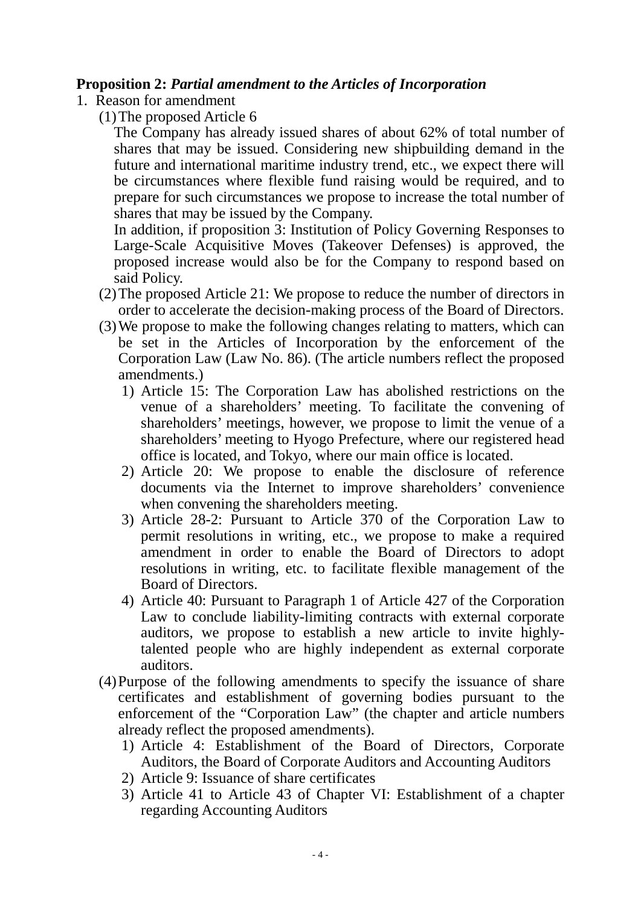**Proposition 2:** ***Partial amendment to the Articles of Incorporation***

1. Reason for amendment

   (1) The proposed Article 6

   The Company has already issued shares of about 62% of total number of shares that may be issued. Considering new shipbuilding demand in the future and international maritime industry trend, etc., we expect there will be circumstances where flexible fund raising would be required, and to prepare for such circumstances we propose to increase the total number of shares that may be issued by the Company.

   In addition, if proposition 3: Institution of Policy Governing Responses to Large-Scale Acquisitive Moves (Takeover Defenses) is approved, the proposed increase would also be for the Company to respond based on said Policy.

   (2) The proposed Article 21: We propose to reduce the number of directors in order to accelerate the decision-making process of the Board of Directors.

   (3) We propose to make the following changes relating to matters, which can be set in the Articles of Incorporation by the enforcement of the Corporation Law (Law No. 86). (The article numbers reflect the proposed amendments.)

      1) Article 15: The Corporation Law has abolished restrictions on the venue of a shareholders' meeting. To facilitate the convening of shareholders' meetings, however, we propose to limit the venue of a shareholders' meeting to Hyogo Prefecture, where our registered head office is located, and Tokyo, where our main office is located.
      2) Article 20: We propose to enable the disclosure of reference documents via the Internet to improve shareholders' convenience when convening the shareholders meeting.
      3) Article 28-2: Pursuant to Article 370 of the Corporation Law to permit resolutions in writing, etc., we propose to make a required amendment in order to enable the Board of Directors to adopt resolutions in writing, etc. to facilitate flexible management of the Board of Directors.
      4) Article 40: Pursuant to Paragraph 1 of Article 427 of the Corporation Law to conclude liability-limiting contracts with external corporate auditors, we propose to establish a new article to invite highly-talented people who are highly independent as external corporate auditors.

   (4) Purpose of the following amendments to specify the issuance of share certificates and establishment of governing bodies pursuant to the enforcement of the "Corporation Law" (the chapter and article numbers already reflect the proposed amendments).

      1) Article 4: Establishment of the Board of Directors, Corporate Auditors, the Board of Corporate Auditors and Accounting Auditors
      2) Article 9: Issuance of share certificates
      3) Article 41 to Article 43 of Chapter VI: Establishment of a chapter regarding Accounting Auditors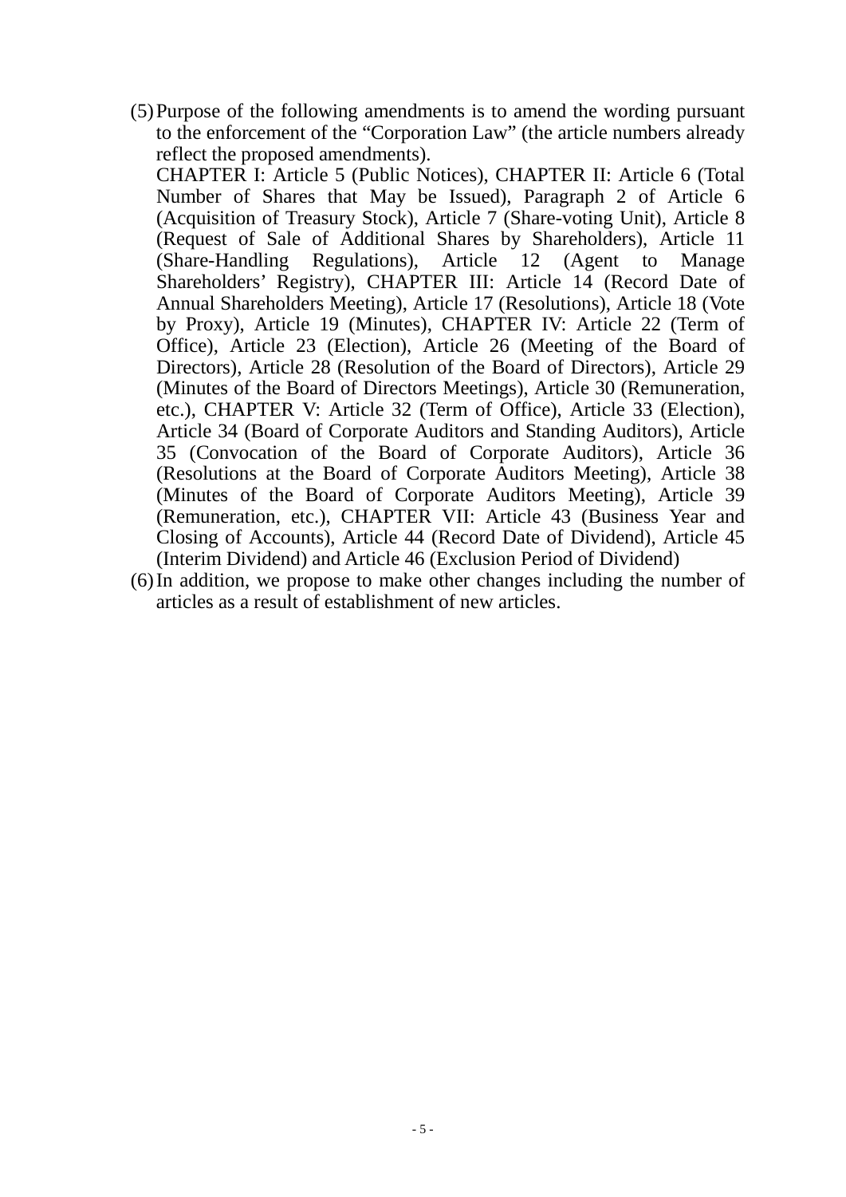(5) Purpose of the following amendments is to amend the wording pursuant to the enforcement of the "Corporation Law" (the article numbers already reflect the proposed amendments).

    CHAPTER I: Article 5 (Public Notices), CHAPTER II: Article 6 (Total Number of Shares that May be Issued), Paragraph 2 of Article 6 (Acquisition of Treasury Stock), Article 7 (Share-voting Unit), Article 8 (Request of Sale of Additional Shares by Shareholders), Article 11 (Share-Handling Regulations), Article 12 (Agent to Manage Shareholders' Registry), CHAPTER III: Article 14 (Record Date of Annual Shareholders Meeting), Article 17 (Resolutions), Article 18 (Vote by Proxy), Article 19 (Minutes), CHAPTER IV: Article 22 (Term of Office), Article 23 (Election), Article 26 (Meeting of the Board of Directors), Article 28 (Resolution of the Board of Directors), Article 29 (Minutes of the Board of Directors Meetings), Article 30 (Remuneration, etc.), CHAPTER V: Article 32 (Term of Office), Article 33 (Election), Article 34 (Board of Corporate Auditors and Standing Auditors), Article 35 (Convocation of the Board of Corporate Auditors), Article 36 (Resolutions at the Board of Corporate Auditors Meeting), Article 38 (Minutes of the Board of Corporate Auditors Meeting), Article 39 (Remuneration, etc.), CHAPTER VII: Article 43 (Business Year and Closing of Accounts), Article 44 (Record Date of Dividend), Article 45 (Interim Dividend) and Article 46 (Exclusion Period of Dividend)

(6) In addition, we propose to make other changes including the number of articles as a result of establishment of new articles.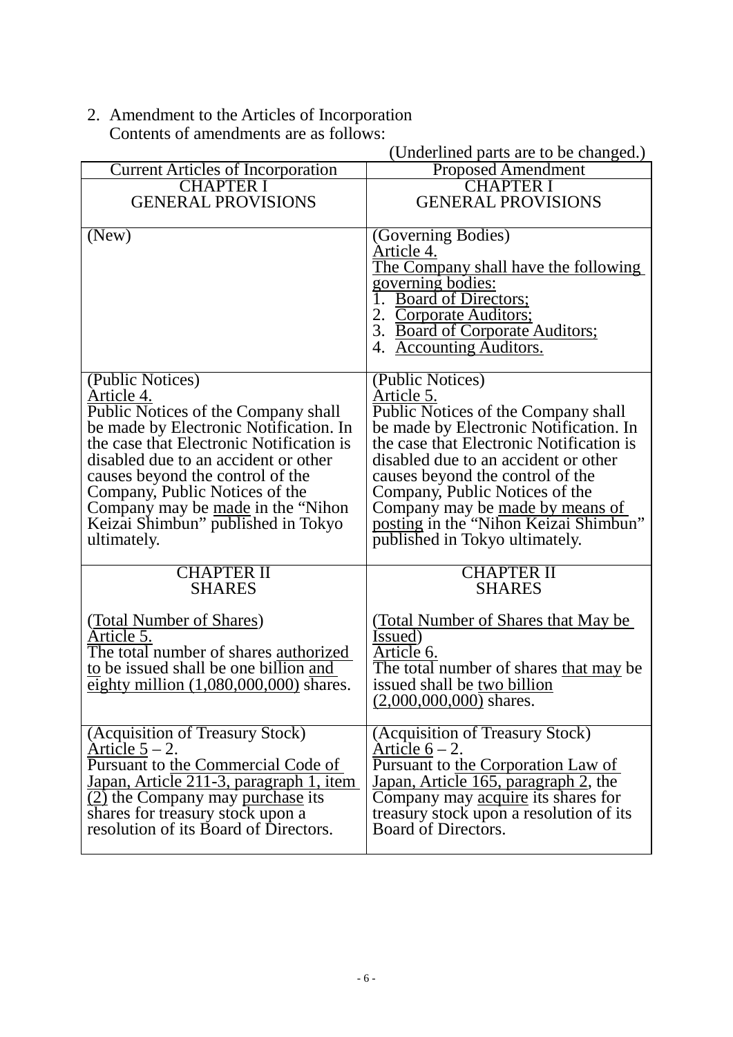2. Amendment to the Articles of Incorporation
   Contents of amendments are as follows:

(Underlined parts are to be changed.)

| Current Articles of Incorporation | Proposed Amendment |
|---|---|
| CHAPTER I<br>GENERAL PROVISIONS | CHAPTER I<br>GENERAL PROVISIONS |
| (New) | (Governing Bodies)<br><u>Article 4.</u><br><u>The Company shall have the following governing bodies:</u><br>1. <u>Board of Directors;</u><br>2. <u>Corporate Auditors;</u><br>3. <u>Board of Corporate Auditors;</u><br>4. <u>Accounting Auditors.</u> |
| (Public Notices)<br><u>Article 4.</u><br>Public Notices of the Company shall be made by Electronic Notification. In the case that Electronic Notification is disabled due to an accident or other causes beyond the control of the Company, Public Notices of the Company may be <u>made</u> in the "Nihon Keizai Shimbun" published in Tokyo ultimately. | (Public Notices)<br><u>Article 5.</u><br>Public Notices of the Company shall be made by Electronic Notification. In the case that Electronic Notification is disabled due to an accident or other causes beyond the control of the Company, Public Notices of the Company may be <u>made by means of posting</u> in the "Nihon Keizai Shimbun" published in Tokyo ultimately. |
| CHAPTER II<br>SHARES<br><br>(<u>Total Number of Shares</u>)<br><u>Article 5.</u><br>The total number of shares <u>authorized to</u> be issued shall be one billion <u>and eighty million (1,080,000,000)</u> shares. | CHAPTER II<br>SHARES<br><br>(<u>Total Number of Shares that May be Issued</u>)<br><u>Article 6.</u><br>The total number of shares <u>that may</u> be issued shall be <u>two billion (2,000,000,000)</u> shares. |
| (Acquisition of Treasury Stock)<br><u>Article 5</u> – 2.<br>Pursuant to <u>the Commercial Code of Japan, Article 211-3, paragraph 1, item (2)</u> the Company may <u>purchase</u> its shares for treasury stock upon a resolution of its Board of Directors. | (Acquisition of Treasury Stock)<br><u>Article 6</u> – 2.<br>Pursuant to <u>the Corporation Law of Japan, Article 165, paragraph 2</u>, the Company may <u>acquire</u> its shares for treasury stock upon a resolution of its Board of Directors. |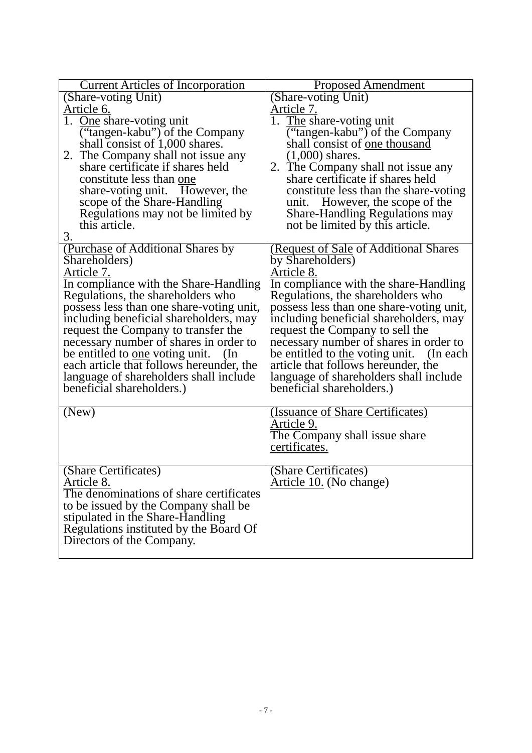| Current Articles of Incorporation | Proposed Amendment |
|---|---|
| (Share-voting Unit)<br>Article 6.<br>1. One share-voting unit ("tangen-kabu") of the Company shall consist of 1,000 shares.<br>2. The Company shall not issue any share certificate if shares held constitute less than one share-voting unit. However, the scope of the Share-Handling Regulations may not be limited by this article.<br>3. | (Share-voting Unit)<br>Article 7.<br>1. The share-voting unit ("tangen-kabu") of the Company shall consist of one thousand (1,000) shares.<br>2. The Company shall not issue any share certificate if shares held constitute less than the share-voting unit. However, the scope of the Share-Handling Regulations may not be limited by this article. |
| (Purchase of Additional Shares by Shareholders)<br>Article 7.<br>In compliance with the Share-Handling Regulations, the shareholders who possess less than one share-voting unit, including beneficial shareholders, may request the Company to transfer the necessary number of shares in order to be entitled to one voting unit. (In each article that follows hereunder, the language of shareholders shall include beneficial shareholders.) | (Request of Sale of Additional Shares by Shareholders)<br>Article 8.<br>In compliance with the share-Handling Regulations, the shareholders who possess less than one share-voting unit, including beneficial shareholders, may request the Company to sell the necessary number of shares in order to be entitled to the voting unit. (In each article that follows hereunder, the language of shareholders shall include beneficial shareholders.) |
| (New) | (Issuance of Share Certificates)<br>Article 9.<br>The Company shall issue share certificates. |
| (Share Certificates)<br>Article 8.<br>The denominations of share certificates to be issued by the Company shall be stipulated in the Share-Handling Regulations instituted by the Board Of Directors of the Company. | (Share Certificates)<br>Article 10. (No change) |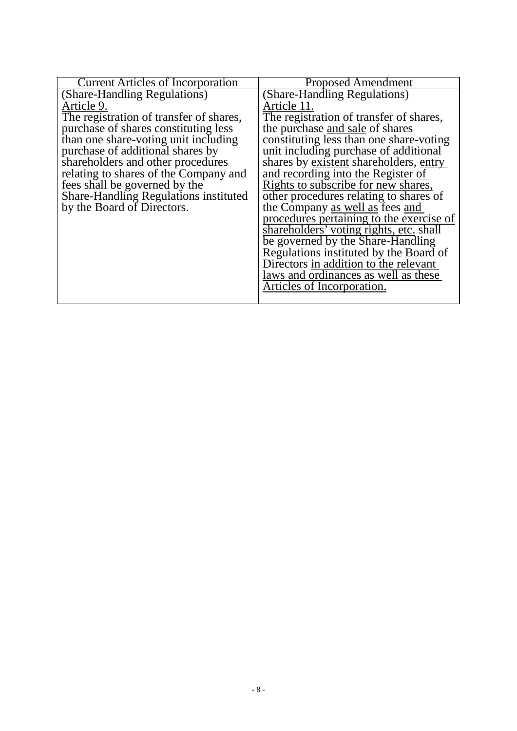| Current Articles of Incorporation | Proposed Amendment |
|---|---|
| (Share-Handling Regulations)<br>Article 9.<br>The registration of transfer of shares, purchase of shares constituting less than one share-voting unit including purchase of additional shares by shareholders and other procedures relating to shares of the Company and fees shall be governed by the Share-Handling Regulations instituted by the Board of Directors. | (Share-Handling Regulations)<br>Article 11.<br>The registration of transfer of shares, the purchase and sale of shares constituting less than one share-voting unit including purchase of additional shares by existent shareholders, entry and recording into the Register of Rights to subscribe for new shares, other procedures relating to shares of the Company as well as fees and procedures pertaining to the exercise of shareholders' voting rights, etc. shall be governed by the Share-Handling Regulations instituted by the Board of Directors in addition to the relevant laws and ordinances as well as these Articles of Incorporation. |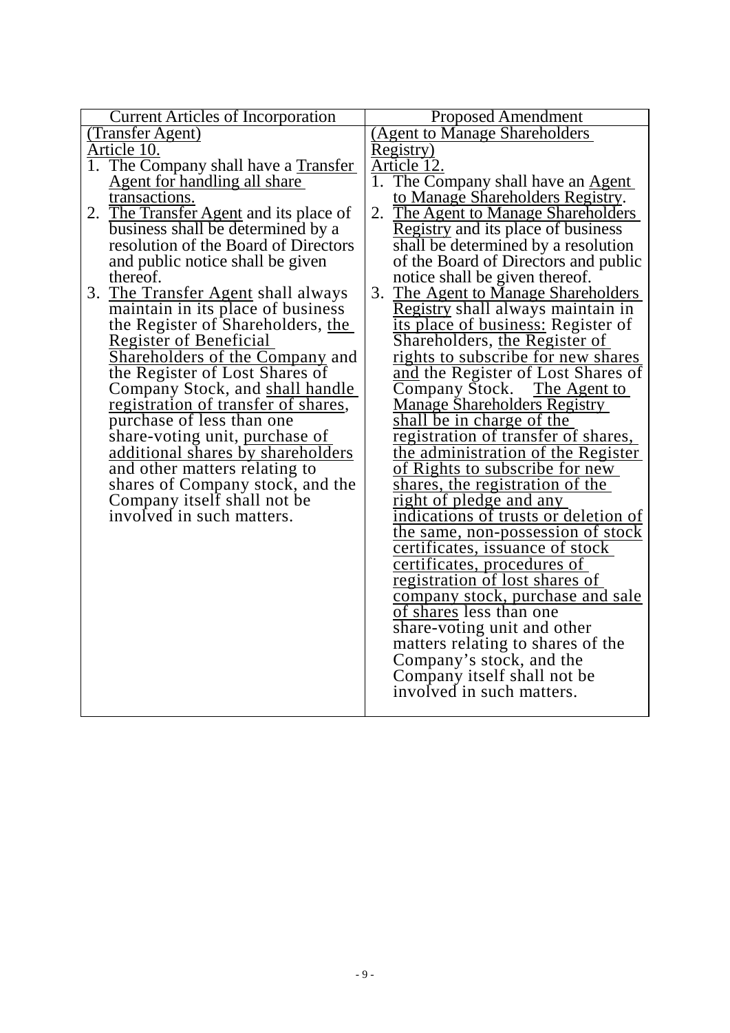| Current Articles of Incorporation | Proposed Amendment |
|---|---|
| (Transfer Agent)<br>Article 10.<br>1. The Company shall have a Transfer Agent for handling all share transactions.<br>2. The Transfer Agent and its place of business shall be determined by a resolution of the Board of Directors and public notice shall be given thereof.<br>3. The Transfer Agent shall always maintain in its place of business the Register of Shareholders, the Register of Beneficial Shareholders of the Company and the Register of Lost Shares of Company Stock, and shall handle registration of transfer of shares, purchase of less than one share-voting unit, purchase of additional shares by shareholders and other matters relating to shares of Company stock, and the Company itself shall not be involved in such matters. | (Agent to Manage Shareholders Registry)<br>Article 12.<br>1. The Company shall have an Agent to Manage Shareholders Registry.<br>2. The Agent to Manage Shareholders Registry and its place of business shall be determined by a resolution of the Board of Directors and public notice shall be given thereof.<br>3. The Agent to Manage Shareholders Registry shall always maintain in its place of business: Register of Shareholders, the Register of rights to subscribe for new shares and the Register of Lost Shares of Company Stock. The Agent to Manage Shareholders Registry shall be in charge of the registration of transfer of shares, the administration of the Register of Rights to subscribe for new shares, the registration of the right of pledge and any indications of trusts or deletion of the same, non-possession of stock certificates, issuance of stock certificates, procedures of registration of lost shares of company stock, purchase and sale of shares less than one share-voting unit and other matters relating to shares of the Company's stock, and the Company itself shall not be involved in such matters. |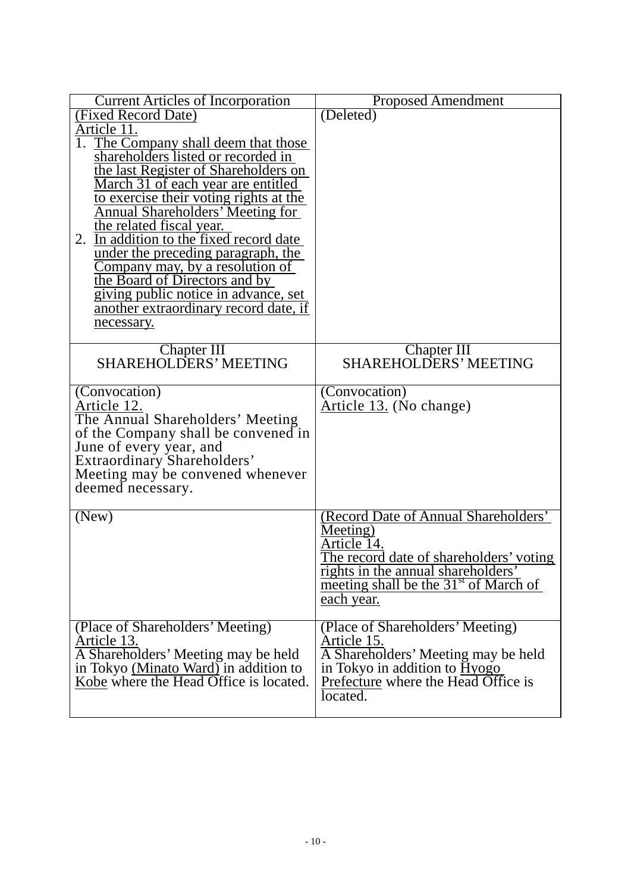| Current Articles of Incorporation | Proposed Amendment |
| --- | --- |
| (Fixed Record Date)<br>Article 11.<br>1. The Company shall deem that those shareholders listed or recorded in the last Register of Shareholders on March 31 of each year are entitled to exercise their voting rights at the Annual Shareholders' Meeting for the related fiscal year.<br>2. In addition to the fixed record date under the preceding paragraph, the Company may, by a resolution of the Board of Directors and by giving public notice in advance, set another extraordinary record date, if necessary. | (Deleted) |
| Chapter III<br>SHAREHOLDERS' MEETING | Chapter III<br>SHAREHOLDERS' MEETING |
| (Convocation)<br>Article 12.<br>The Annual Shareholders' Meeting of the Company shall be convened in June of every year, and Extraordinary Shareholders' Meeting may be convened whenever deemed necessary. | (Convocation)<br>Article 13. (No change) |
| (New) | (Record Date of Annual Shareholders' Meeting)<br>Article 14.<br>The record date of shareholders' voting rights in the annual shareholders' meeting shall be the 31st of March of each year. |
| (Place of Shareholders' Meeting)<br>Article 13.<br>A Shareholders' Meeting may be held in Tokyo (Minato Ward) in addition to Kobe where the Head Office is located. | (Place of Shareholders' Meeting)<br>Article 15.<br>A Shareholders' Meeting may be held in Tokyo in addition to Hyogo Prefecture where the Head Office is located. |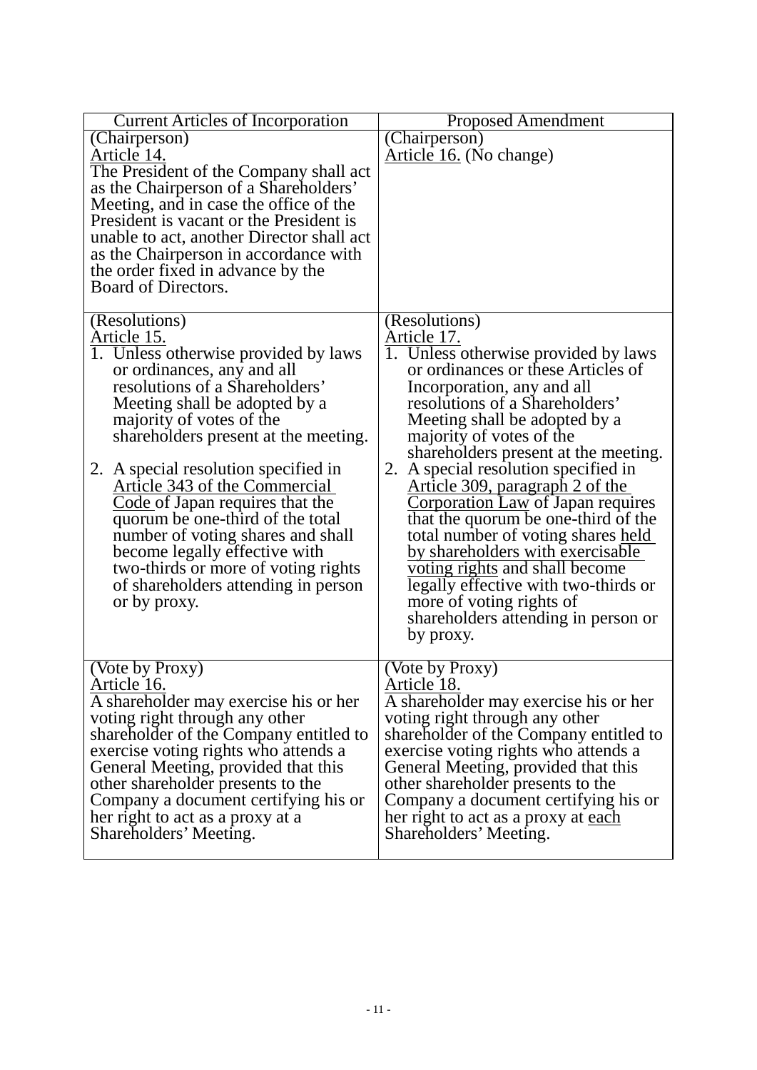| Current Articles of Incorporation | Proposed Amendment |
|---|---|
| (Chairperson)<br>Article 14.<br>The President of the Company shall act as the Chairperson of a Shareholders' Meeting, and in case the office of the President is vacant or the President is unable to act, another Director shall act as the Chairperson in accordance with the order fixed in advance by the Board of Directors. | (Chairperson)<br>Article 16. (No change) |
| (Resolutions)<br>Article 15.<br>1. Unless otherwise provided by laws or ordinances, any and all resolutions of a Shareholders' Meeting shall be adopted by a majority of votes of the shareholders present at the meeting.<br>2. A special resolution specified in Article 343 of the Commercial Code of Japan requires that the quorum be one-third of the total number of voting shares and shall become legally effective with two-thirds or more of voting rights of shareholders attending in person or by proxy. | (Resolutions)<br>Article 17.<br>1. Unless otherwise provided by laws or ordinances or these Articles of Incorporation, any and all resolutions of a Shareholders' Meeting shall be adopted by a majority of votes of the shareholders present at the meeting.<br>2. A special resolution specified in Article 309, paragraph 2 of the Corporation Law of Japan requires that the quorum be one-third of the total number of voting shares held by shareholders with exercisable voting rights and shall become legally effective with two-thirds or more of voting rights of shareholders attending in person or by proxy. |
| (Vote by Proxy)<br>Article 16.<br>A shareholder may exercise his or her voting right through any other shareholder of the Company entitled to exercise voting rights who attends a General Meeting, provided that this other shareholder presents to the Company a document certifying his or her right to act as a proxy at a Shareholders' Meeting. | (Vote by Proxy)<br>Article 18.<br>A shareholder may exercise his or her voting right through any other shareholder of the Company entitled to exercise voting rights who attends a General Meeting, provided that this other shareholder presents to the Company a document certifying his or her right to act as a proxy at each Shareholders' Meeting. |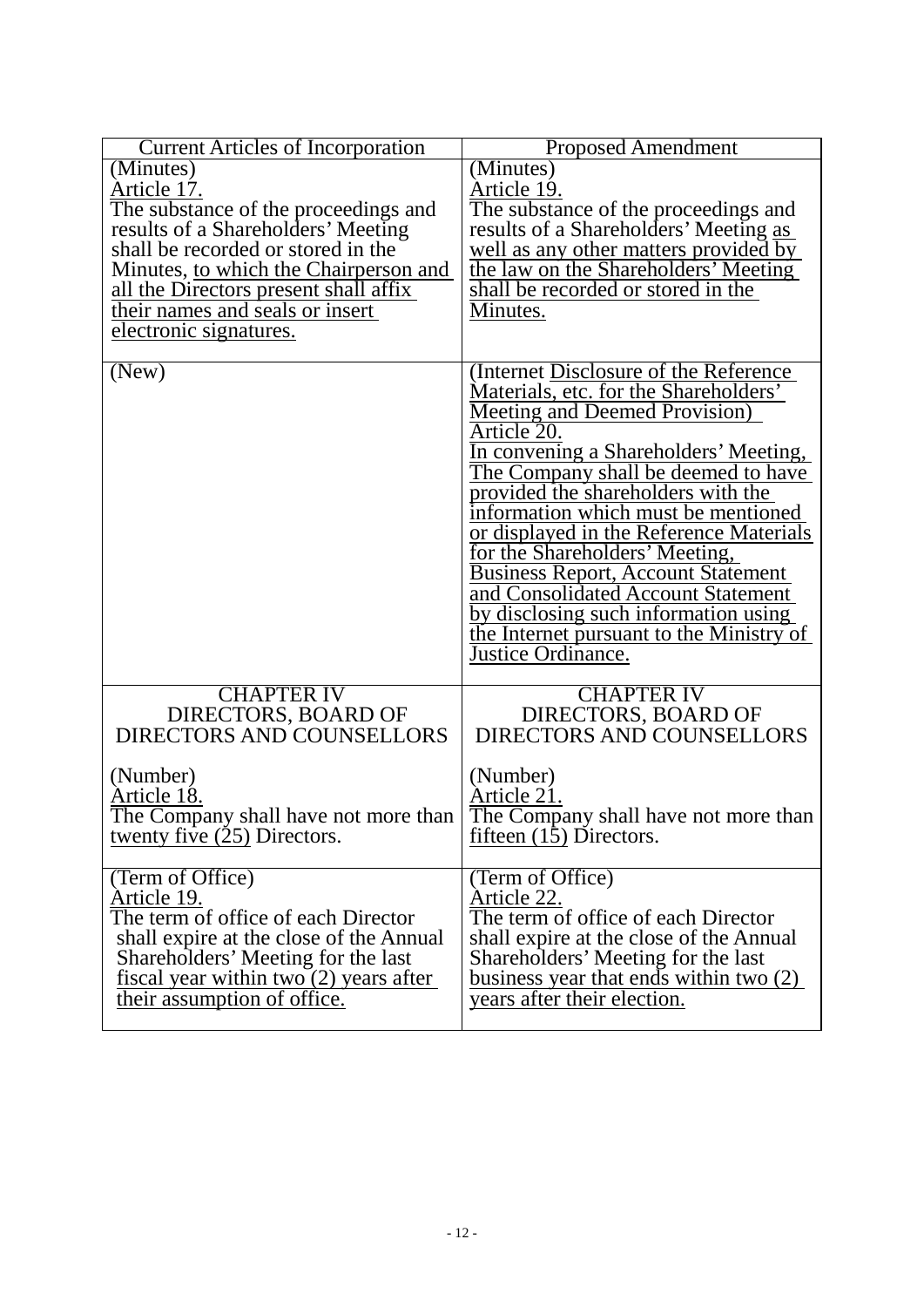| Current Articles of Incorporation | Proposed Amendment |
|---|---|
| (Minutes)<br>Article 17.<br>The substance of the proceedings and results of a Shareholders' Meeting shall be recorded or stored in the Minutes, to which the Chairperson and all the Directors present shall affix their names and seals or insert electronic signatures. | (Minutes)<br>Article 19.<br>The substance of the proceedings and results of a Shareholders' Meeting as well as any other matters provided by the law on the Shareholders' Meeting shall be recorded or stored in the Minutes. |
| (New) | (Internet Disclosure of the Reference Materials, etc. for the Shareholders' Meeting and Deemed Provision)<br>Article 20.<br>In convening a Shareholders' Meeting, The Company shall be deemed to have provided the shareholders with the information which must be mentioned or displayed in the Reference Materials for the Shareholders' Meeting, Business Report, Account Statement and Consolidated Account Statement by disclosing such information using the Internet pursuant to the Ministry of Justice Ordinance. |
| CHAPTER IV<br>DIRECTORS, BOARD OF DIRECTORS AND COUNSELLORS<br><br>(Number)<br>Article 18.<br>The Company shall have not more than twenty five (25) Directors. | CHAPTER IV<br>DIRECTORS, BOARD OF DIRECTORS AND COUNSELLORS<br><br>(Number)<br>Article 21.<br>The Company shall have not more than fifteen (15) Directors. |
| (Term of Office)<br>Article 19.<br>The term of office of each Director shall expire at the close of the Annual Shareholders' Meeting for the last fiscal year within two (2) years after their assumption of office. | (Term of Office)<br>Article 22.<br>The term of office of each Director shall expire at the close of the Annual Shareholders' Meeting for the last business year that ends within two (2) years after their election. |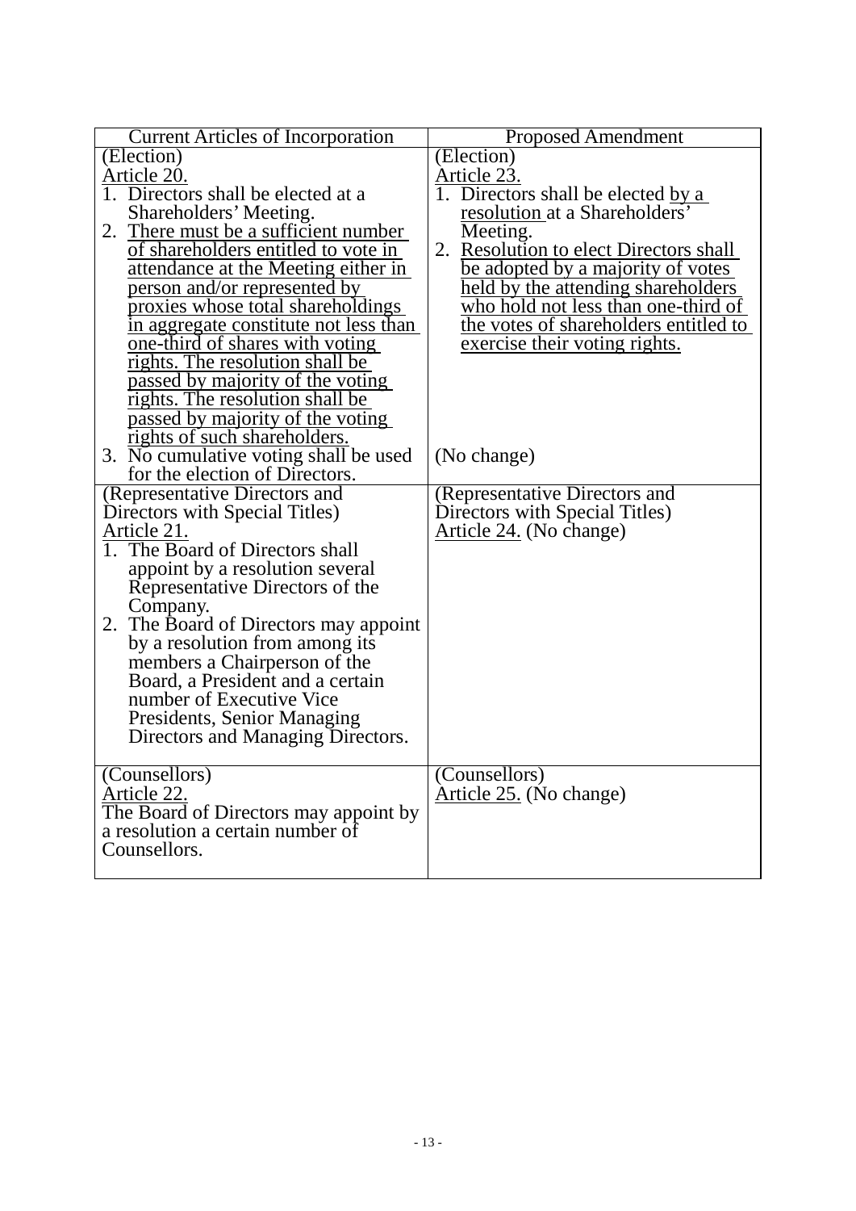| Current Articles of Incorporation | Proposed Amendment |
|---|---|
| (Election)<br>Article 20.<br>1. Directors shall be elected at a Shareholders' Meeting.<br>2. There must be a sufficient number of shareholders entitled to vote in attendance at the Meeting either in person and/or represented by proxies whose total shareholdings in aggregate constitute not less than one-third of shares with voting rights. The resolution shall be passed by majority of the voting rights. The resolution shall be passed by majority of the voting rights of such shareholders.<br>3. No cumulative voting shall be used for the election of Directors. | (Election)<br>Article 23.<br>1. Directors shall be elected by a resolution at a Shareholders' Meeting.<br>2. Resolution to elect Directors shall be adopted by a majority of votes held by the attending shareholders who hold not less than one-third of the votes of shareholders entitled to exercise their voting rights.<br>(No change) |
| (Representative Directors and Directors with Special Titles)<br>Article 21.<br>1. The Board of Directors shall appoint by a resolution several Representative Directors of the Company.<br>2. The Board of Directors may appoint by a resolution from among its members a Chairperson of the Board, a President and a certain number of Executive Vice Presidents, Senior Managing Directors and Managing Directors. | (Representative Directors and Directors with Special Titles)<br>Article 24. (No change) |
| (Counsellors)<br>Article 22.<br>The Board of Directors may appoint by a resolution a certain number of Counsellors. | (Counsellors)<br>Article 25. (No change) |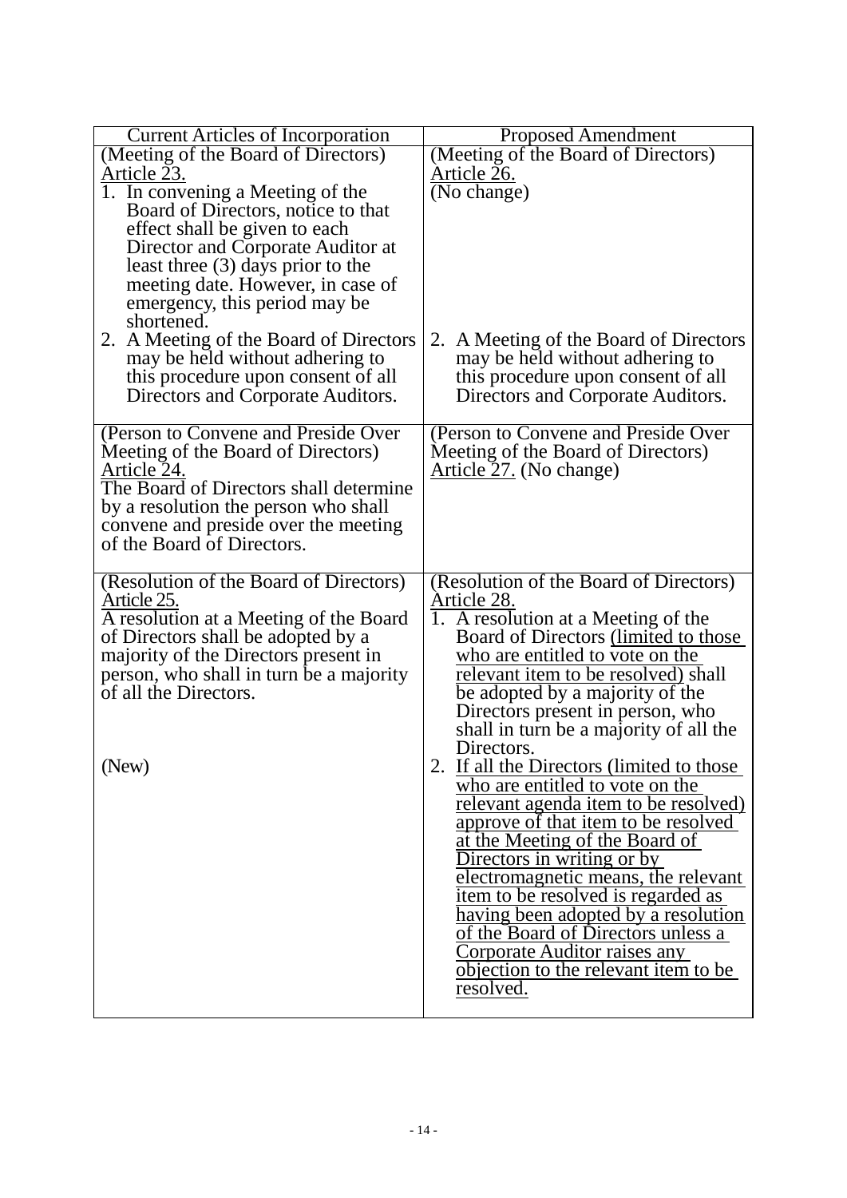| Current Articles of Incorporation | Proposed Amendment |
|---|---|
| (Meeting of the Board of Directors)<br>Article 23.<br>1. In convening a Meeting of the Board of Directors, notice to that effect shall be given to each Director and Corporate Auditor at least three (3) days prior to the meeting date. However, in case of emergency, this period may be shortened.<br>2. A Meeting of the Board of Directors may be held without adhering to this procedure upon consent of all Directors and Corporate Auditors. | (Meeting of the Board of Directors)<br>Article 26.<br>(No change)<br><br>2. A Meeting of the Board of Directors may be held without adhering to this procedure upon consent of all Directors and Corporate Auditors. |
| (Person to Convene and Preside Over Meeting of the Board of Directors)<br>Article 24.<br>The Board of Directors shall determine by a resolution the person who shall convene and preside over the meeting of the Board of Directors. | (Person to Convene and Preside Over Meeting of the Board of Directors)<br>Article 27. (No change) |
| (Resolution of the Board of Directors)<br>Article 25.<br>A resolution at a Meeting of the Board of Directors shall be adopted by a majority of the Directors present in person, who shall in turn be a majority of all the Directors.<br><br>(New) | (Resolution of the Board of Directors)<br>Article 28.<br>1. A resolution at a Meeting of the Board of Directors (limited to those who are entitled to vote on the relevant item to be resolved) shall be adopted by a majority of the Directors present in person, who shall in turn be a majority of all the Directors.<br>2. If all the Directors (limited to those who are entitled to vote on the relevant agenda item to be resolved) approve of that item to be resolved at the Meeting of the Board of Directors in writing or by electromagnetic means, the relevant item to be resolved is regarded as having been adopted by a resolution of the Board of Directors unless a Corporate Auditor raises any objection to the relevant item to be resolved. |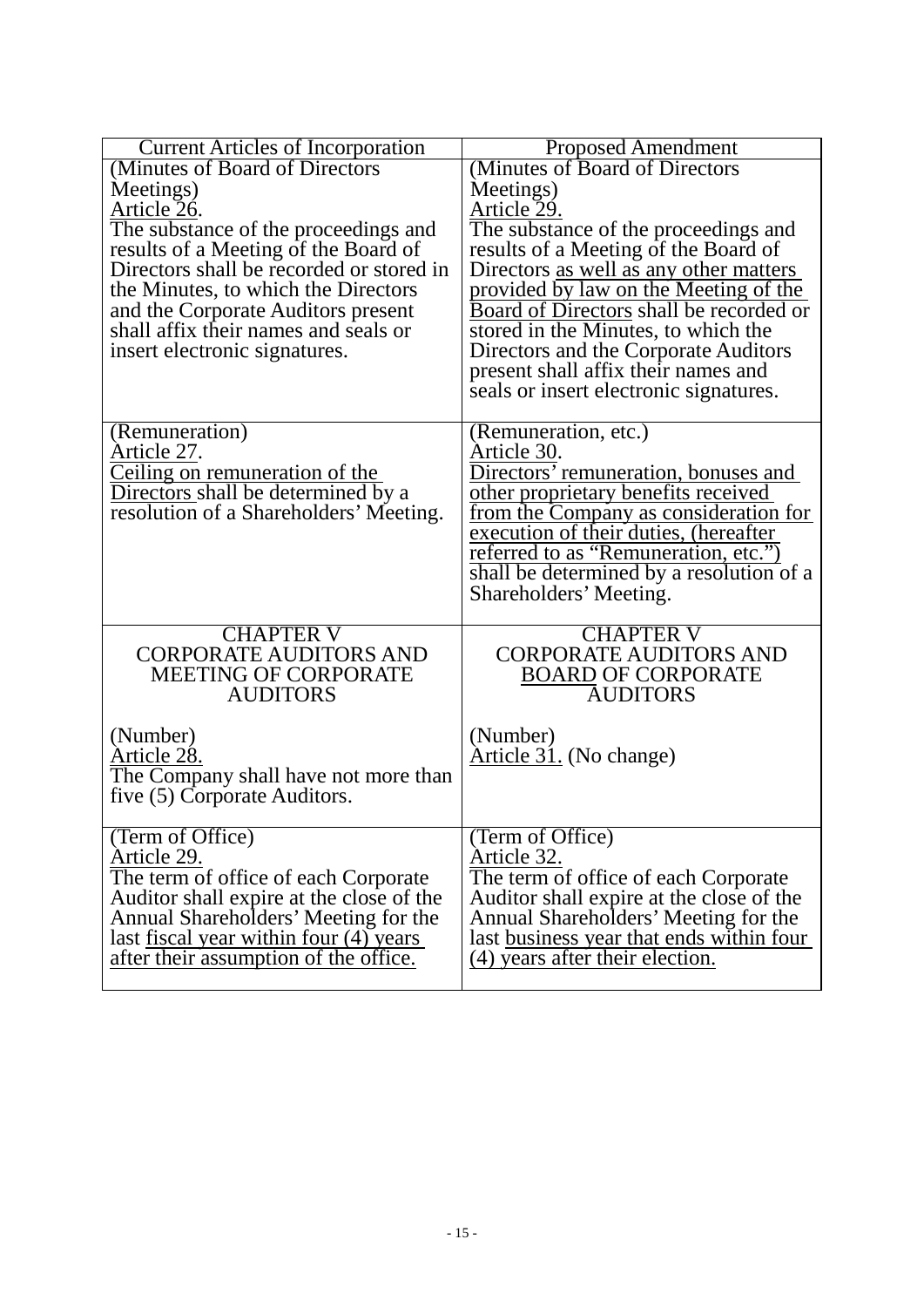| Current Articles of Incorporation | Proposed Amendment |
|---|---|
| (Minutes of Board of Directors Meetings)<br>Article 26.<br>The substance of the proceedings and results of a Meeting of the Board of Directors shall be recorded or stored in the Minutes, to which the Directors and the Corporate Auditors present shall affix their names and seals or insert electronic signatures. | (Minutes of Board of Directors Meetings)<br>Article 29.<br>The substance of the proceedings and results of a Meeting of the Board of Directors as well as any other matters provided by law on the Meeting of the Board of Directors shall be recorded or stored in the Minutes, to which the Directors and the Corporate Auditors present shall affix their names and seals or insert electronic signatures. |
| (Remuneration)<br>Article 27.<br>Ceiling on remuneration of the Directors shall be determined by a resolution of a Shareholders' Meeting. | (Remuneration, etc.)<br>Article 30.<br>Directors' remuneration, bonuses and other proprietary benefits received from the Company as consideration for execution of their duties, (hereafter referred to as "Remuneration, etc.") shall be determined by a resolution of a Shareholders' Meeting. |
| CHAPTER V<br>CORPORATE AUDITORS AND MEETING OF CORPORATE AUDITORS<br><br>(Number)<br>Article 28.<br>The Company shall have not more than five (5) Corporate Auditors. | CHAPTER V<br>CORPORATE AUDITORS AND BOARD OF CORPORATE AUDITORS<br><br>(Number)<br>Article 31. (No change) |
| (Term of Office)<br>Article 29.<br>The term of office of each Corporate Auditor shall expire at the close of the Annual Shareholders' Meeting for the last fiscal year within four (4) years after their assumption of the office. | (Term of Office)<br>Article 32.<br>The term of office of each Corporate Auditor shall expire at the close of the Annual Shareholders' Meeting for the last business year that ends within four (4) years after their election. |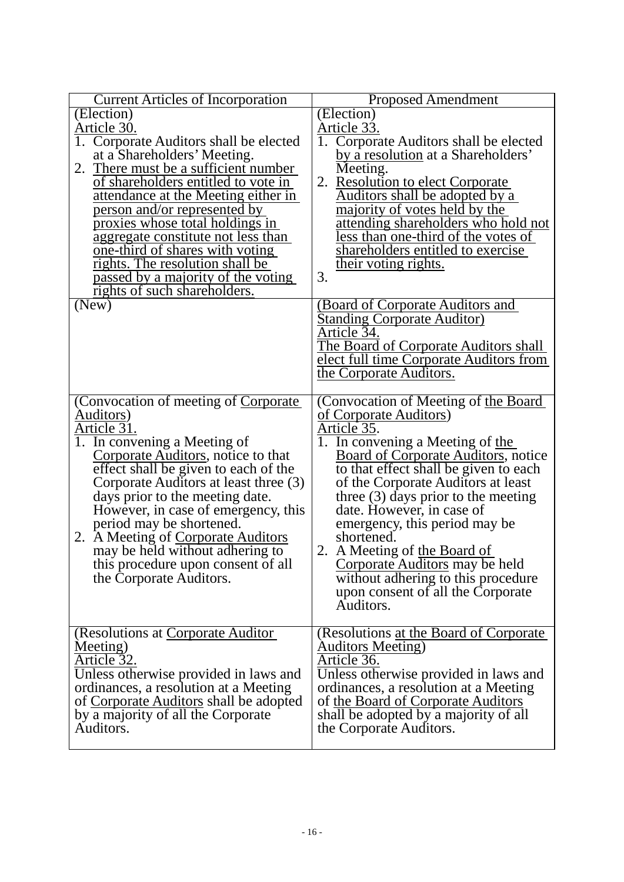| Current Articles of Incorporation | Proposed Amendment |
|---|---|
| (Election)<br>Article 30.<br>1. Corporate Auditors shall be elected at a Shareholders' Meeting.<br>2. There must be a sufficient number of shareholders entitled to vote in attendance at the Meeting either in person and/or represented by proxies whose total holdings in aggregate constitute not less than one-third of shares with voting rights. The resolution shall be passed by a majority of the voting rights of such shareholders. | (Election)<br>Article 33.<br>1. Corporate Auditors shall be elected by a resolution at a Shareholders' Meeting.<br>2. Resolution to elect Corporate Auditors shall be adopted by a majority of votes held by the attending shareholders who hold not less than one-third of the votes of shareholders entitled to exercise their voting rights.<br>3. |
| (New) | (Board of Corporate Auditors and Standing Corporate Auditor)<br>Article 34.<br>The Board of Corporate Auditors shall elect full time Corporate Auditors from the Corporate Auditors. |
| (Convocation of meeting of Corporate Auditors)<br>Article 31.<br>1. In convening a Meeting of Corporate Auditors, notice to that effect shall be given to each of the Corporate Auditors at least three (3) days prior to the meeting date. However, in case of emergency, this period may be shortened.<br>2. A Meeting of Corporate Auditors may be held without adhering to this procedure upon consent of all the Corporate Auditors. | (Convocation of Meeting of the Board of Corporate Auditors)<br>Article 35.<br>1. In convening a Meeting of the Board of Corporate Auditors, notice to that effect shall be given to each of the Corporate Auditors at least three (3) days prior to the meeting date. However, in case of emergency, this period may be shortened.<br>2. A Meeting of the Board of Corporate Auditors may be held without adhering to this procedure upon consent of all the Corporate Auditors. |
| (Resolutions at Corporate Auditor Meeting)<br>Article 32.<br>Unless otherwise provided in laws and ordinances, a resolution at a Meeting of Corporate Auditors shall be adopted by a majority of all the Corporate Auditors. | (Resolutions at the Board of Corporate Auditors Meeting)<br>Article 36.<br>Unless otherwise provided in laws and ordinances, a resolution at a Meeting of the Board of Corporate Auditors shall be adopted by a majority of all the Corporate Auditors. |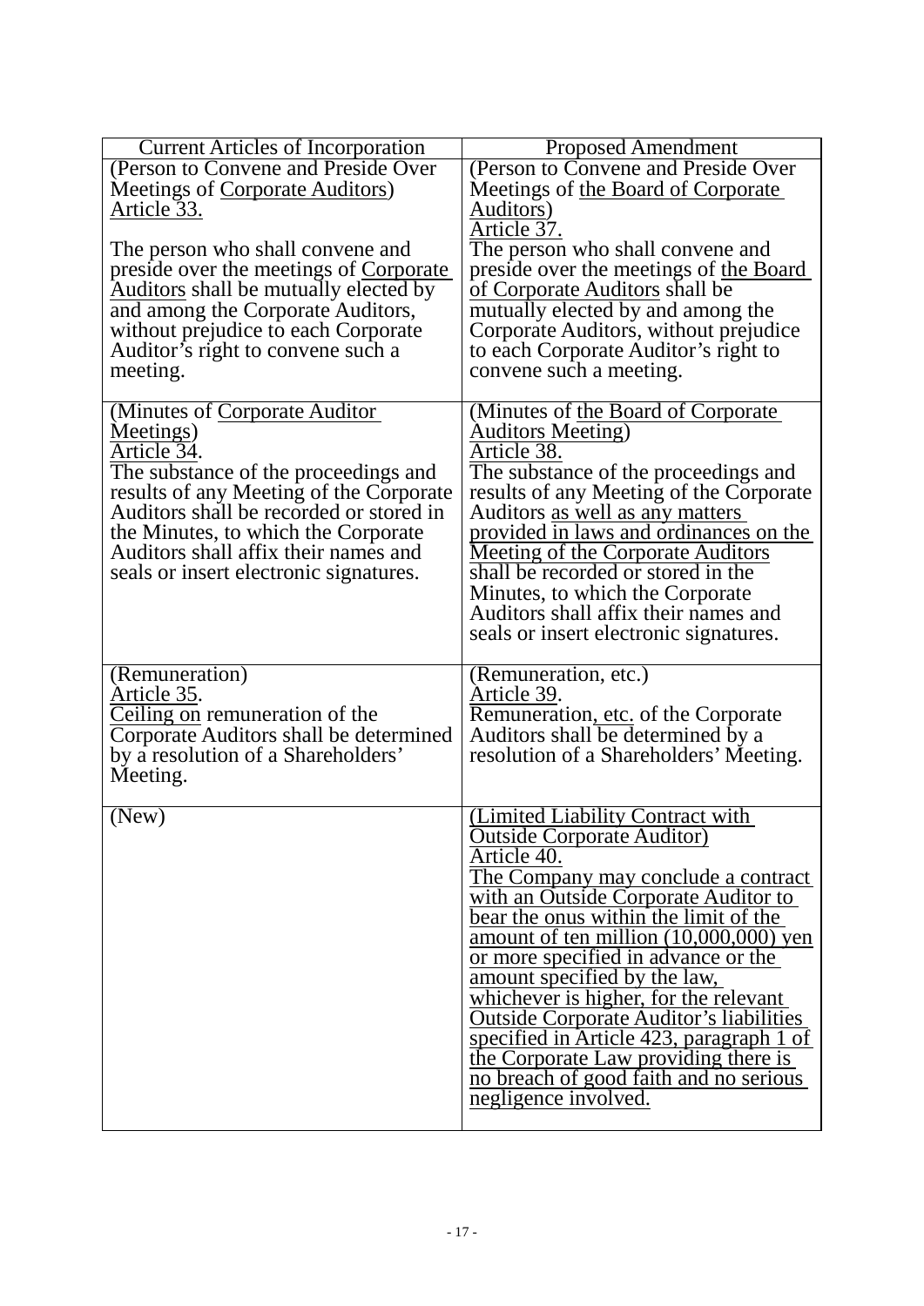| Current Articles of Incorporation | Proposed Amendment |
|---|---|
| (Person to Convene and Preside Over Meetings of Corporate Auditors)<br>Article 33.<br><br>The person who shall convene and preside over the meetings of Corporate Auditors shall be mutually elected by and among the Corporate Auditors, without prejudice to each Corporate Auditor's right to convene such a meeting. | (Person to Convene and Preside Over Meetings of the Board of Corporate Auditors)<br>Article 37.<br>The person who shall convene and preside over the meetings of the Board of Corporate Auditors shall be mutually elected by and among the Corporate Auditors, without prejudice to each Corporate Auditor's right to convene such a meeting. |
| (Minutes of Corporate Auditor Meetings)<br>Article 34.<br>The substance of the proceedings and results of any Meeting of the Corporate Auditors shall be recorded or stored in the Minutes, to which the Corporate Auditors shall affix their names and seals or insert electronic signatures. | (Minutes of the Board of Corporate Auditors Meeting)<br>Article 38.<br>The substance of the proceedings and results of any Meeting of the Corporate Auditors as well as any matters provided in laws and ordinances on the Meeting of the Corporate Auditors shall be recorded or stored in the Minutes, to which the Corporate Auditors shall affix their names and seals or insert electronic signatures. |
| (Remuneration)<br>Article 35.<br>Ceiling on remuneration of the Corporate Auditors shall be determined by a resolution of a Shareholders' Meeting. | (Remuneration, etc.)<br>Article 39.<br>Remuneration, etc. of the Corporate Auditors shall be determined by a resolution of a Shareholders' Meeting. |
| (New) | (Limited Liability Contract with Outside Corporate Auditor)<br>Article 40.<br>The Company may conclude a contract with an Outside Corporate Auditor to bear the onus within the limit of the amount of ten million (10,000,000) yen or more specified in advance or the amount specified by the law, whichever is higher, for the relevant Outside Corporate Auditor's liabilities specified in Article 423, paragraph 1 of the Corporate Law providing there is no breach of good faith and no serious negligence involved. |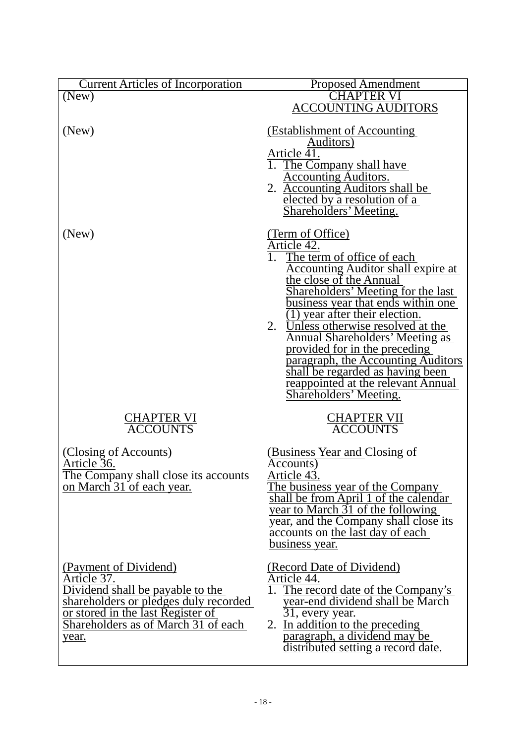| Current Articles of Incorporation | Proposed Amendment |
|---|---|
| (New) | CHAPTER VI<br>ACCOUNTING AUDITORS |
| (New) | (Establishment of Accounting Auditors)<br>Article 41.<br>1. The Company shall have Accounting Auditors.<br>2. Accounting Auditors shall be elected by a resolution of a Shareholders' Meeting. |
| (New) | (Term of Office)<br>Article 42.<br>1. The term of office of each Accounting Auditor shall expire at the close of the Annual Shareholders' Meeting for the last business year that ends within one (1) year after their election.<br>2. Unless otherwise resolved at the Annual Shareholders' Meeting as provided for in the preceding paragraph, the Accounting Auditors shall be regarded as having been reappointed at the relevant Annual Shareholders' Meeting. |
| CHAPTER VI<br>ACCOUNTS | CHAPTER VII<br>ACCOUNTS |
| (Closing of Accounts)<br>Article 36.<br>The Company shall close its accounts on March 31 of each year. | (Business Year and Closing of Accounts)<br>Article 43.<br>The business year of the Company shall be from April 1 of the calendar year to March 31 of the following year, and the Company shall close its accounts on the last day of each business year. |
| (Payment of Dividend)<br>Article 37.<br>Dividend shall be payable to the shareholders or pledges duly recorded or stored in the last Register of Shareholders as of March 31 of each year. | (Record Date of Dividend)<br>Article 44.<br>1. The record date of the Company's year-end dividend shall be March 31, every year.<br>2. In addition to the preceding paragraph, a dividend may be distributed setting a record date. |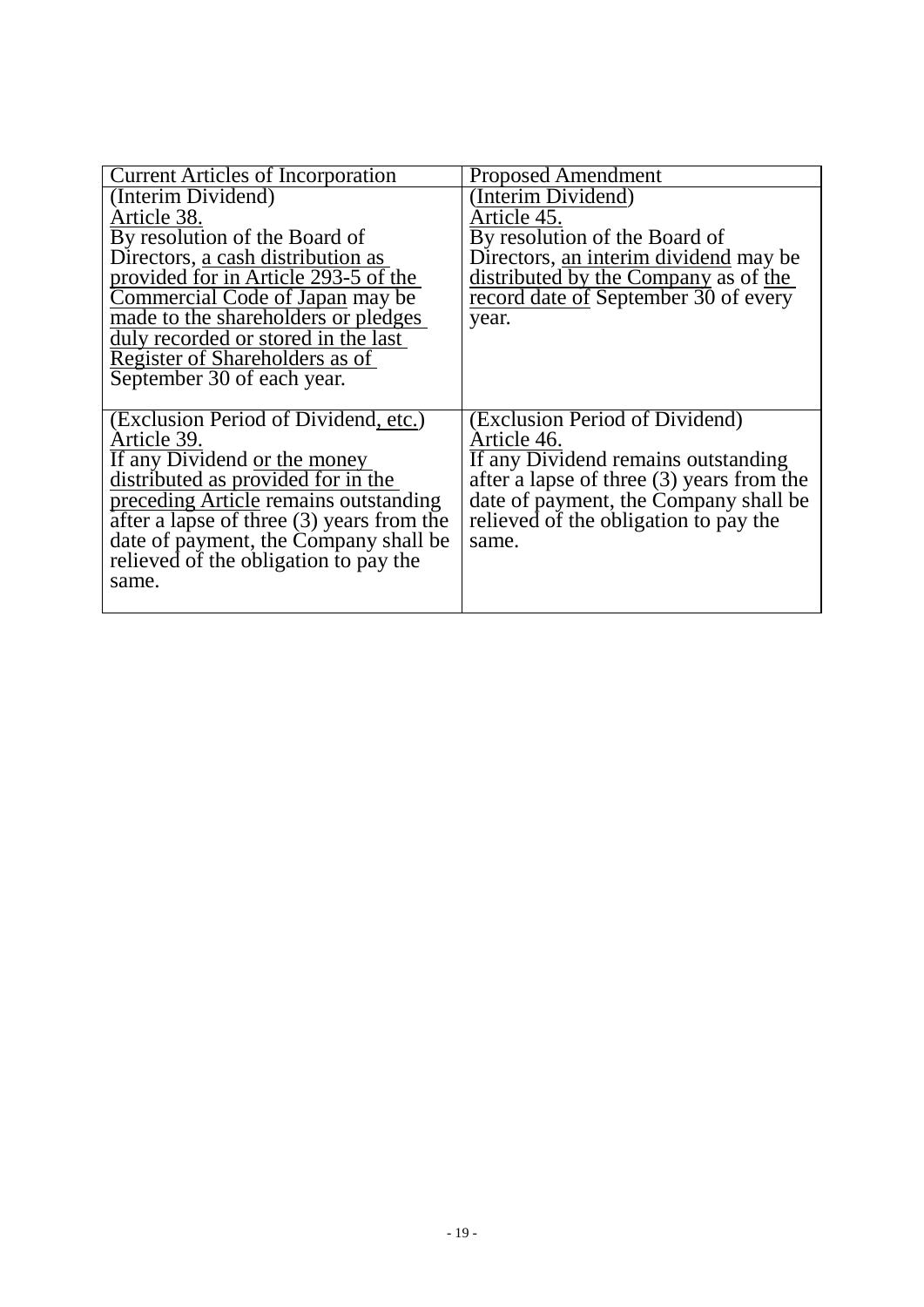| Current Articles of Incorporation | Proposed Amendment |
|---|---|
| (Interim Dividend)<br>Article 38.<br>By resolution of the Board of Directors, a cash distribution as provided for in Article 293-5 of the Commercial Code of Japan may be made to the shareholders or pledges duly recorded or stored in the last Register of Shareholders as of September 30 of each year. | (Interim Dividend)<br>Article 45.<br>By resolution of the Board of Directors, an interim dividend may be distributed by the Company as of the record date of September 30 of every year. |
| (Exclusion Period of Dividend, etc.)<br>Article 39.<br>If any Dividend or the money distributed as provided for in the preceding Article remains outstanding after a lapse of three (3) years from the date of payment, the Company shall be relieved of the obligation to pay the same. | (Exclusion Period of Dividend)<br>Article 46.<br>If any Dividend remains outstanding after a lapse of three (3) years from the date of payment, the Company shall be relieved of the obligation to pay the same. |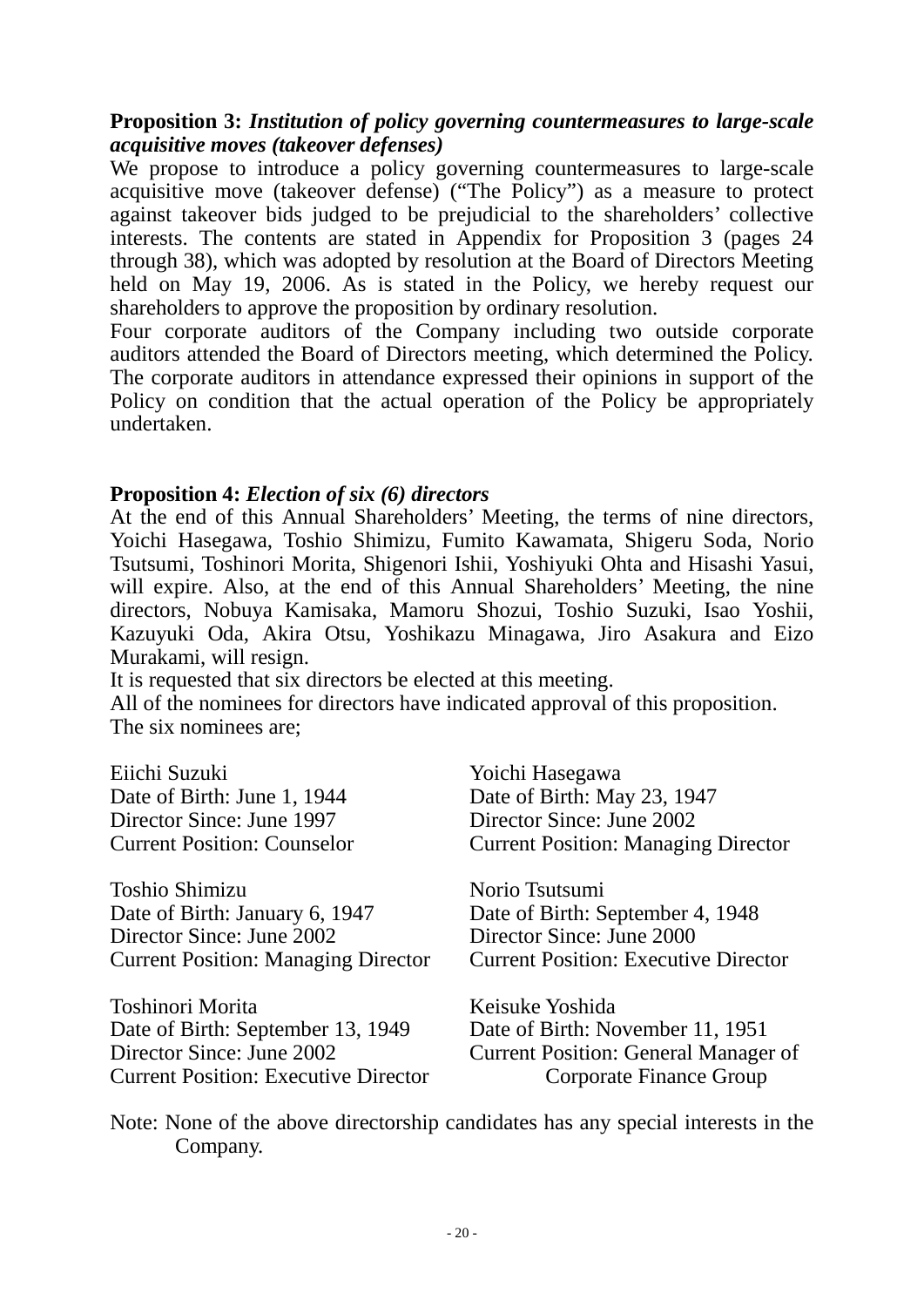**Proposition 3:** ***Institution of policy governing countermeasures to large-scale acquisitive moves (takeover defenses)***

We propose to introduce a policy governing countermeasures to large-scale acquisitive move (takeover defense) ("The Policy") as a measure to protect against takeover bids judged to be prejudicial to the shareholders' collective interests. The contents are stated in Appendix for Proposition 3 (pages 24 through 38), which was adopted by resolution at the Board of Directors Meeting held on May 19, 2006. As is stated in the Policy, we hereby request our shareholders to approve the proposition by ordinary resolution.

Four corporate auditors of the Company including two outside corporate auditors attended the Board of Directors meeting, which determined the Policy. The corporate auditors in attendance expressed their opinions in support of the Policy on condition that the actual operation of the Policy be appropriately undertaken.

**Proposition 4:** ***Election of six (6) directors***

At the end of this Annual Shareholders' Meeting, the terms of nine directors, Yoichi Hasegawa, Toshio Shimizu, Fumito Kawamata, Shigeru Soda, Norio Tsutsumi, Toshinori Morita, Shigenori Ishii, Yoshiyuki Ohta and Hisashi Yasui, will expire. Also, at the end of this Annual Shareholders' Meeting, the nine directors, Nobuya Kamisaka, Mamoru Shozui, Toshio Suzuki, Isao Yoshii, Kazuyuki Oda, Akira Otsu, Yoshikazu Minagawa, Jiro Asakura and Eizo Murakami, will resign.

It is requested that six directors be elected at this meeting.

All of the nominees for directors have indicated approval of this proposition.

The six nominees are;

Eiichi Suzuki
Date of Birth: June 1, 1944
Director Since: June 1997
Current Position: Counselor

Yoichi Hasegawa
Date of Birth: May 23, 1947
Director Since: June 2002
Current Position: Managing Director

Toshio Shimizu
Date of Birth: January 6, 1947
Director Since: June 2002
Current Position: Managing Director

Norio Tsutsumi
Date of Birth: September 4, 1948
Director Since: June 2000
Current Position: Executive Director

Toshinori Morita
Date of Birth: September 13, 1949
Director Since: June 2002
Current Position: Executive Director

Keisuke Yoshida
Date of Birth: November 11, 1951
Current Position: General Manager of Corporate Finance Group

Note: None of the above directorship candidates has any special interests in the Company.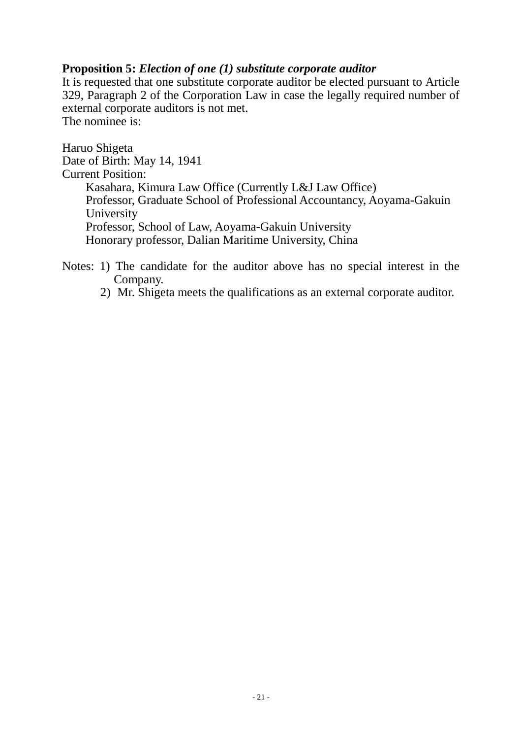**Proposition 5:** ***Election of one (1) substitute corporate auditor***

It is requested that one substitute corporate auditor be elected pursuant to Article 329, Paragraph 2 of the Corporation Law in case the legally required number of external corporate auditors is not met.

The nominee is:

Haruo Shigeta
Date of Birth: May 14, 1941
Current Position:

Kasahara, Kimura Law Office (Currently L&J Law Office)
Professor, Graduate School of Professional Accountancy, Aoyama-Gakuin University
Professor, School of Law, Aoyama-Gakuin University
Honorary professor, Dalian Maritime University, China

Notes: 1) The candidate for the auditor above has no special interest in the Company.
2) Mr. Shigeta meets the qualifications as an external corporate auditor.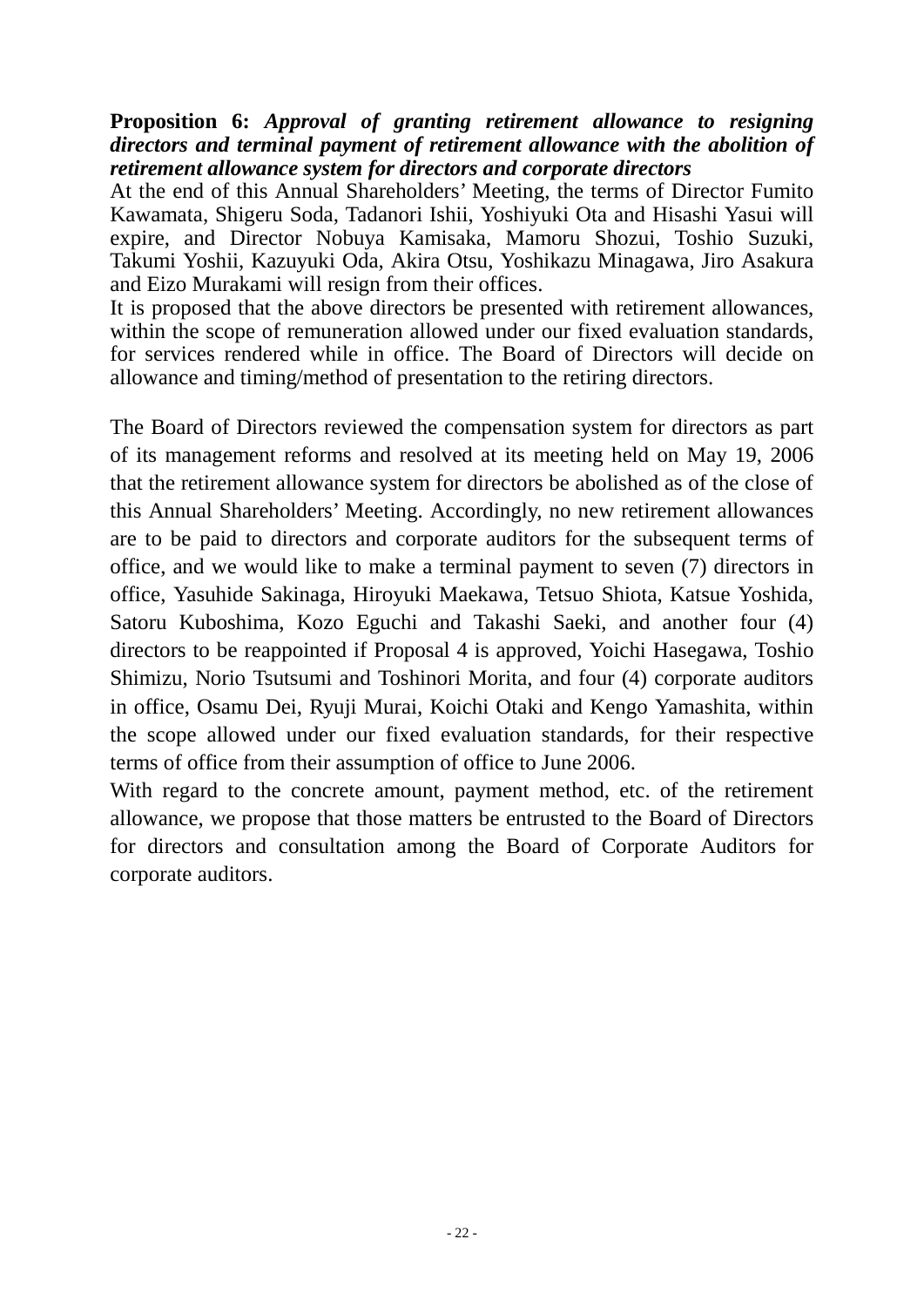**Proposition 6:** ***Approval of granting retirement allowance to resigning directors and terminal payment of retirement allowance with the abolition of retirement allowance system for directors and corporate directors***

At the end of this Annual Shareholders' Meeting, the terms of Director Fumito Kawamata, Shigeru Soda, Tadanori Ishii, Yoshiyuki Ota and Hisashi Yasui will expire, and Director Nobuya Kamisaka, Mamoru Shozui, Toshio Suzuki, Takumi Yoshii, Kazuyuki Oda, Akira Otsu, Yoshikazu Minagawa, Jiro Asakura and Eizo Murakami will resign from their offices.

It is proposed that the above directors be presented with retirement allowances, within the scope of remuneration allowed under our fixed evaluation standards, for services rendered while in office. The Board of Directors will decide on allowance and timing/method of presentation to the retiring directors.

The Board of Directors reviewed the compensation system for directors as part of its management reforms and resolved at its meeting held on May 19, 2006 that the retirement allowance system for directors be abolished as of the close of this Annual Shareholders' Meeting. Accordingly, no new retirement allowances are to be paid to directors and corporate auditors for the subsequent terms of office, and we would like to make a terminal payment to seven (7) directors in office, Yasuhide Sakinaga, Hiroyuki Maekawa, Tetsuo Shiota, Katsue Yoshida, Satoru Kuboshima, Kozo Eguchi and Takashi Saeki, and another four (4) directors to be reappointed if Proposal 4 is approved, Yoichi Hasegawa, Toshio Shimizu, Norio Tsutsumi and Toshinori Morita, and four (4) corporate auditors in office, Osamu Dei, Ryuji Murai, Koichi Otaki and Kengo Yamashita, within the scope allowed under our fixed evaluation standards, for their respective terms of office from their assumption of office to June 2006.

With regard to the concrete amount, payment method, etc. of the retirement allowance, we propose that those matters be entrusted to the Board of Directors for directors and consultation among the Board of Corporate Auditors for corporate auditors.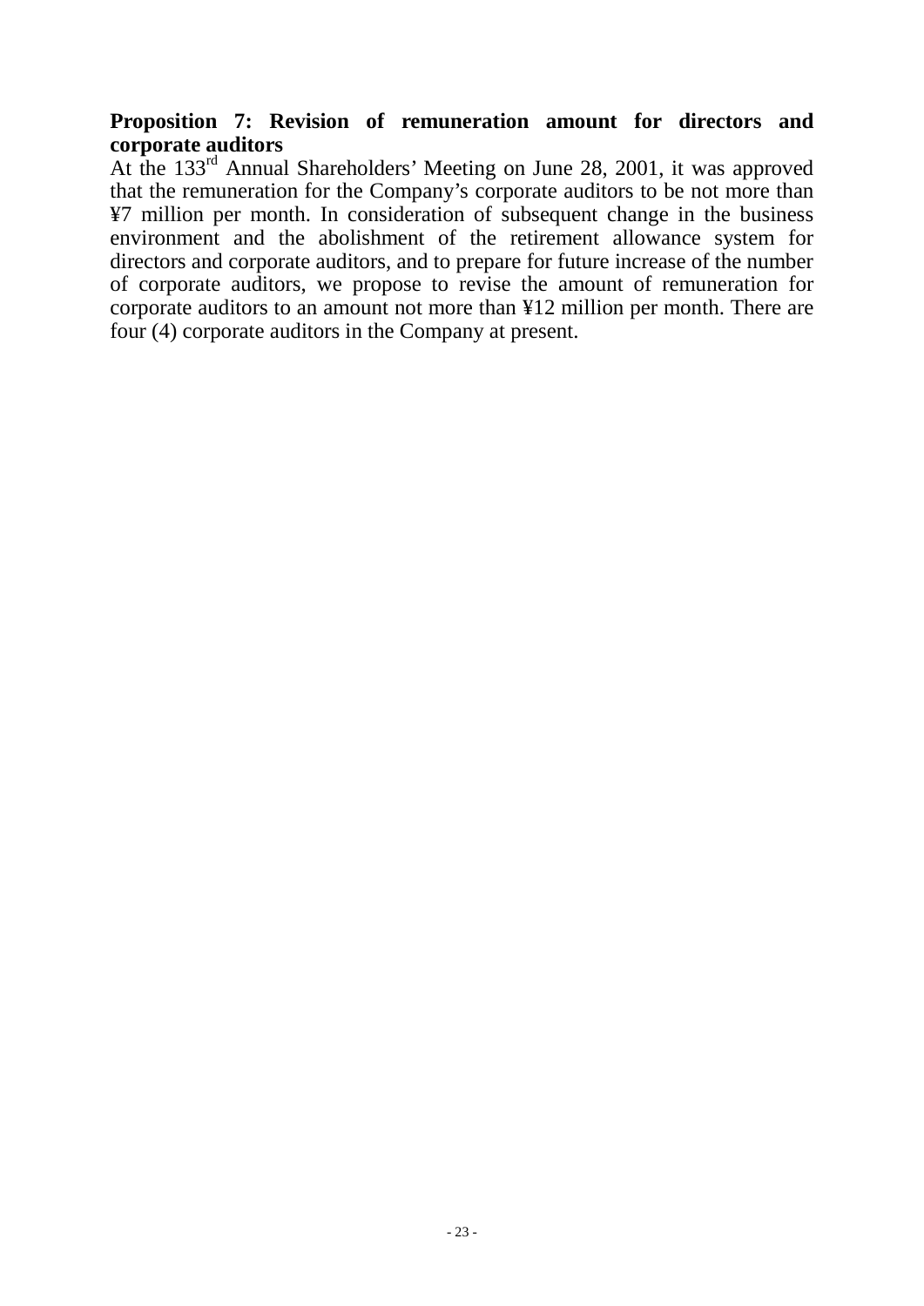**Proposition 7: Revision of remuneration amount for directors and corporate auditors**

At the 133rd Annual Shareholders' Meeting on June 28, 2001, it was approved that the remuneration for the Company's corporate auditors to be not more than ¥7 million per month. In consideration of subsequent change in the business environment and the abolishment of the retirement allowance system for directors and corporate auditors, and to prepare for future increase of the number of corporate auditors, we propose to revise the amount of remuneration for corporate auditors to an amount not more than ¥12 million per month. There are four (4) corporate auditors in the Company at present.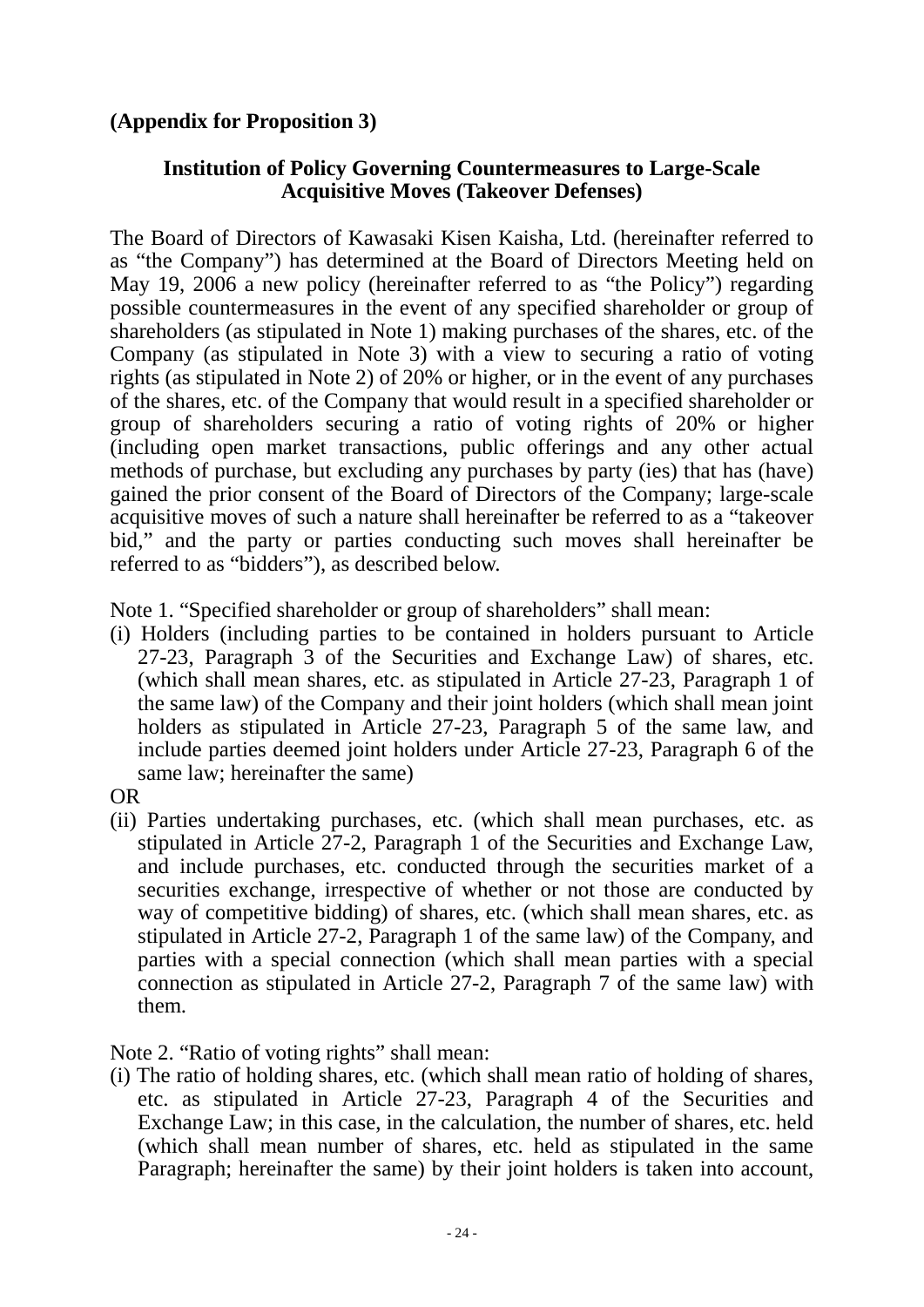**(Appendix for Proposition 3)**

**Institution of Policy Governing Countermeasures to Large-Scale Acquisitive Moves (Takeover Defenses)**

The Board of Directors of Kawasaki Kisen Kaisha, Ltd. (hereinafter referred to as "the Company") has determined at the Board of Directors Meeting held on May 19, 2006 a new policy (hereinafter referred to as "the Policy") regarding possible countermeasures in the event of any specified shareholder or group of shareholders (as stipulated in Note 1) making purchases of the shares, etc. of the Company (as stipulated in Note 3) with a view to securing a ratio of voting rights (as stipulated in Note 2) of 20% or higher, or in the event of any purchases of the shares, etc. of the Company that would result in a specified shareholder or group of shareholders securing a ratio of voting rights of 20% or higher (including open market transactions, public offerings and any other actual methods of purchase, but excluding any purchases by party (ies) that has (have) gained the prior consent of the Board of Directors of the Company; large-scale acquisitive moves of such a nature shall hereinafter be referred to as a "takeover bid," and the party or parties conducting such moves shall hereinafter be referred to as "bidders"), as described below.

Note 1. "Specified shareholder or group of shareholders" shall mean:

(i) Holders (including parties to be contained in holders pursuant to Article 27-23, Paragraph 3 of the Securities and Exchange Law) of shares, etc. (which shall mean shares, etc. as stipulated in Article 27-23, Paragraph 1 of the same law) of the Company and their joint holders (which shall mean joint holders as stipulated in Article 27-23, Paragraph 5 of the same law, and include parties deemed joint holders under Article 27-23, Paragraph 6 of the same law; hereinafter the same)

OR

(ii) Parties undertaking purchases, etc. (which shall mean purchases, etc. as stipulated in Article 27-2, Paragraph 1 of the Securities and Exchange Law, and include purchases, etc. conducted through the securities market of a securities exchange, irrespective of whether or not those are conducted by way of competitive bidding) of shares, etc. (which shall mean shares, etc. as stipulated in Article 27-2, Paragraph 1 of the same law) of the Company, and parties with a special connection (which shall mean parties with a special connection as stipulated in Article 27-2, Paragraph 7 of the same law) with them.

Note 2. "Ratio of voting rights" shall mean:

(i) The ratio of holding shares, etc. (which shall mean ratio of holding of shares, etc. as stipulated in Article 27-23, Paragraph 4 of the Securities and Exchange Law; in this case, in the calculation, the number of shares, etc. held (which shall mean number of shares, etc. held as stipulated in the same Paragraph; hereinafter the same) by their joint holders is taken into account,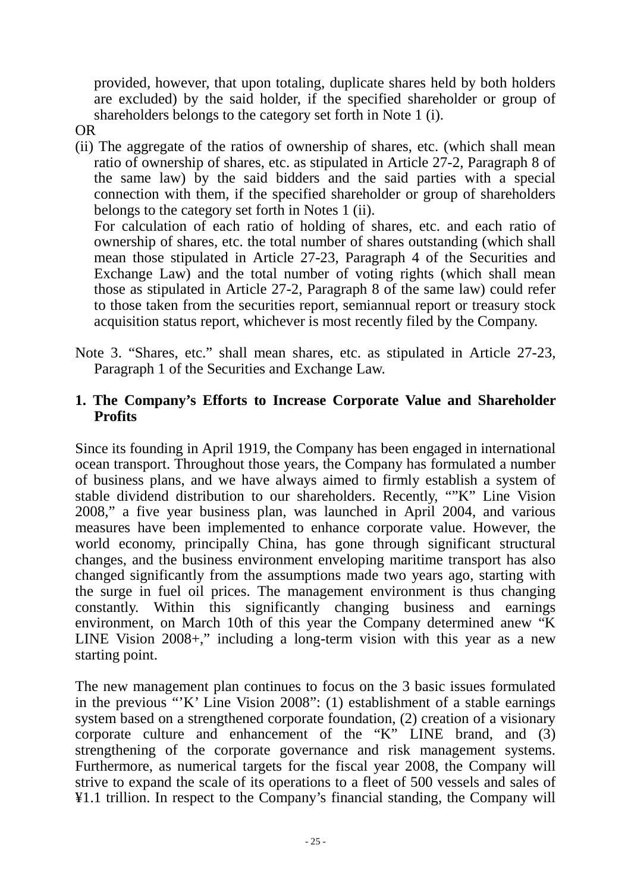provided, however, that upon totaling, duplicate shares held by both holders are excluded) by the said holder, if the specified shareholder or group of shareholders belongs to the category set forth in Note 1 (i).

OR

(ii) The aggregate of the ratios of ownership of shares, etc. (which shall mean ratio of ownership of shares, etc. as stipulated in Article 27-2, Paragraph 8 of the same law) by the said bidders and the said parties with a special connection with them, if the specified shareholder or group of shareholders belongs to the category set forth in Notes 1 (ii).

For calculation of each ratio of holding of shares, etc. and each ratio of ownership of shares, etc. the total number of shares outstanding (which shall mean those stipulated in Article 27-23, Paragraph 4 of the Securities and Exchange Law) and the total number of voting rights (which shall mean those as stipulated in Article 27-2, Paragraph 8 of the same law) could refer to those taken from the securities report, semiannual report or treasury stock acquisition status report, whichever is most recently filed by the Company.

Note 3. "Shares, etc." shall mean shares, etc. as stipulated in Article 27-23, Paragraph 1 of the Securities and Exchange Law.

**1. The Company's Efforts to Increase Corporate Value and Shareholder Profits**

Since its founding in April 1919, the Company has been engaged in international ocean transport. Throughout those years, the Company has formulated a number of business plans, and we have always aimed to firmly establish a system of stable dividend distribution to our shareholders. Recently, ""K" Line Vision 2008," a five year business plan, was launched in April 2004, and various measures have been implemented to enhance corporate value. However, the world economy, principally China, has gone through significant structural changes, and the business environment enveloping maritime transport has also changed significantly from the assumptions made two years ago, starting with the surge in fuel oil prices. The management environment is thus changing constantly. Within this significantly changing business and earnings environment, on March 10th of this year the Company determined anew "K LINE Vision 2008+," including a long-term vision with this year as a new starting point.

The new management plan continues to focus on the 3 basic issues formulated in the previous "'K' Line Vision 2008": (1) establishment of a stable earnings system based on a strengthened corporate foundation, (2) creation of a visionary corporate culture and enhancement of the "K" LINE brand, and (3) strengthening of the corporate governance and risk management systems. Furthermore, as numerical targets for the fiscal year 2008, the Company will strive to expand the scale of its operations to a fleet of 500 vessels and sales of ¥1.1 trillion. In respect to the Company's financial standing, the Company will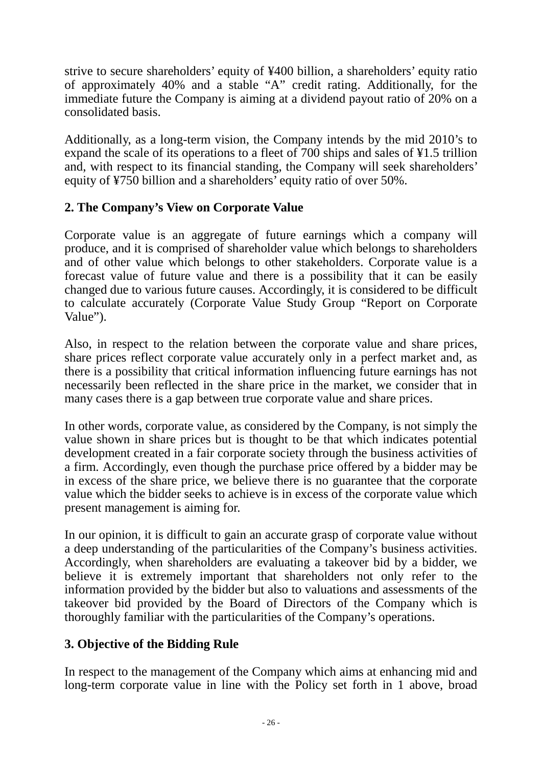strive to secure shareholders' equity of ¥400 billion, a shareholders' equity ratio of approximately 40% and a stable "A" credit rating. Additionally, for the immediate future the Company is aiming at a dividend payout ratio of 20% on a consolidated basis.

Additionally, as a long-term vision, the Company intends by the mid 2010's to expand the scale of its operations to a fleet of 700 ships and sales of ¥1.5 trillion and, with respect to its financial standing, the Company will seek shareholders' equity of ¥750 billion and a shareholders' equity ratio of over 50%.

## 2. The Company's View on Corporate Value

Corporate value is an aggregate of future earnings which a company will produce, and it is comprised of shareholder value which belongs to shareholders and of other value which belongs to other stakeholders. Corporate value is a forecast value of future value and there is a possibility that it can be easily changed due to various future causes. Accordingly, it is considered to be difficult to calculate accurately (Corporate Value Study Group "Report on Corporate Value").

Also, in respect to the relation between the corporate value and share prices, share prices reflect corporate value accurately only in a perfect market and, as there is a possibility that critical information influencing future earnings has not necessarily been reflected in the share price in the market, we consider that in many cases there is a gap between true corporate value and share prices.

In other words, corporate value, as considered by the Company, is not simply the value shown in share prices but is thought to be that which indicates potential development created in a fair corporate society through the business activities of a firm. Accordingly, even though the purchase price offered by a bidder may be in excess of the share price, we believe there is no guarantee that the corporate value which the bidder seeks to achieve is in excess of the corporate value which present management is aiming for.

In our opinion, it is difficult to gain an accurate grasp of corporate value without a deep understanding of the particularities of the Company's business activities. Accordingly, when shareholders are evaluating a takeover bid by a bidder, we believe it is extremely important that shareholders not only refer to the information provided by the bidder but also to valuations and assessments of the takeover bid provided by the Board of Directors of the Company which is thoroughly familiar with the particularities of the Company's operations.

## 3. Objective of the Bidding Rule

In respect to the management of the Company which aims at enhancing mid and long-term corporate value in line with the Policy set forth in 1 above, broad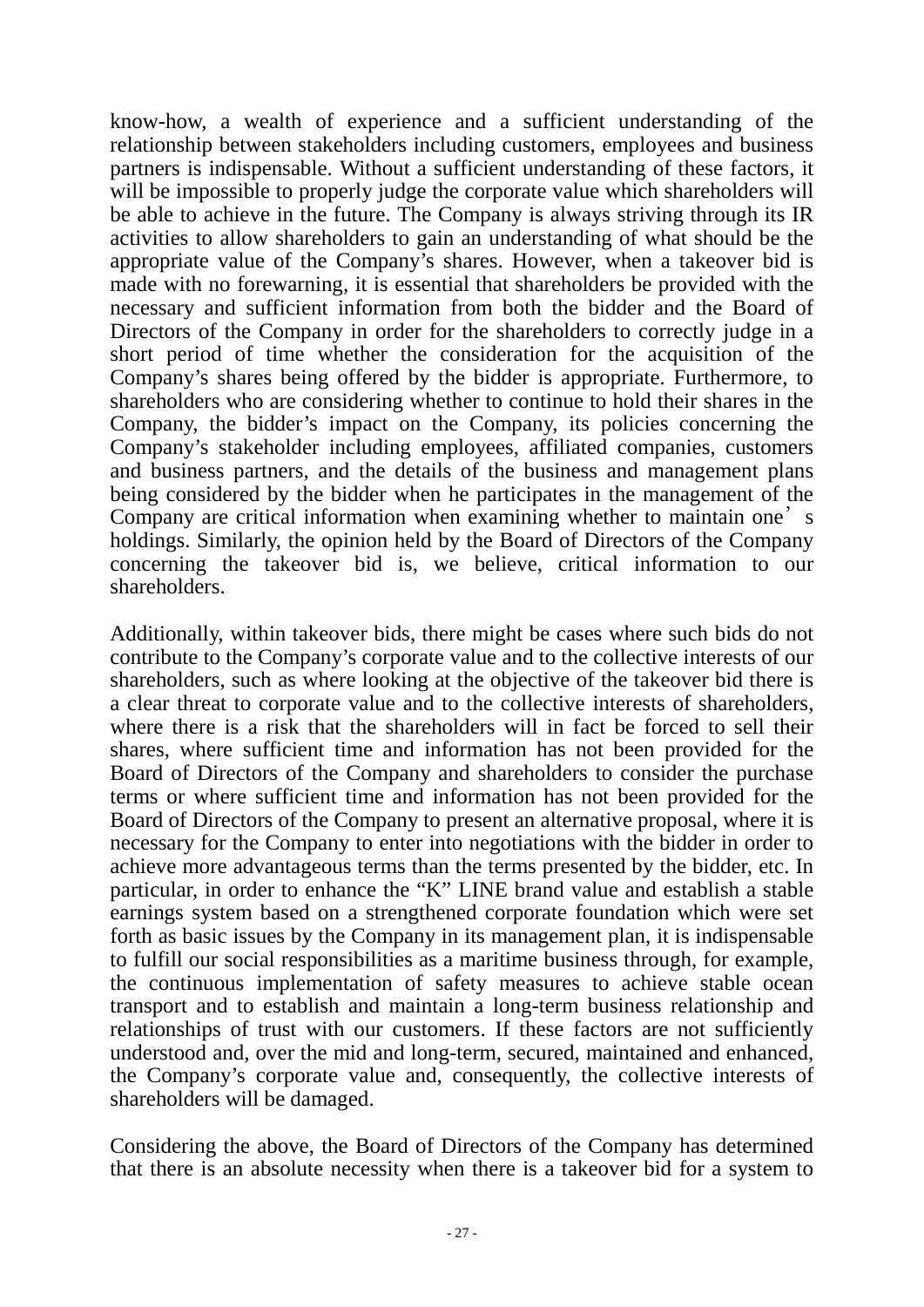know-how, a wealth of experience and a sufficient understanding of the relationship between stakeholders including customers, employees and business partners is indispensable. Without a sufficient understanding of these factors, it will be impossible to properly judge the corporate value which shareholders will be able to achieve in the future. The Company is always striving through its IR activities to allow shareholders to gain an understanding of what should be the appropriate value of the Company's shares. However, when a takeover bid is made with no forewarning, it is essential that shareholders be provided with the necessary and sufficient information from both the bidder and the Board of Directors of the Company in order for the shareholders to correctly judge in a short period of time whether the consideration for the acquisition of the Company's shares being offered by the bidder is appropriate. Furthermore, to shareholders who are considering whether to continue to hold their shares in the Company, the bidder's impact on the Company, its policies concerning the Company's stakeholder including employees, affiliated companies, customers and business partners, and the details of the business and management plans being considered by the bidder when he participates in the management of the Company are critical information when examining whether to maintain one's holdings. Similarly, the opinion held by the Board of Directors of the Company concerning the takeover bid is, we believe, critical information to our shareholders.

Additionally, within takeover bids, there might be cases where such bids do not contribute to the Company's corporate value and to the collective interests of our shareholders, such as where looking at the objective of the takeover bid there is a clear threat to corporate value and to the collective interests of shareholders, where there is a risk that the shareholders will in fact be forced to sell their shares, where sufficient time and information has not been provided for the Board of Directors of the Company and shareholders to consider the purchase terms or where sufficient time and information has not been provided for the Board of Directors of the Company to present an alternative proposal, where it is necessary for the Company to enter into negotiations with the bidder in order to achieve more advantageous terms than the terms presented by the bidder, etc. In particular, in order to enhance the "K" LINE brand value and establish a stable earnings system based on a strengthened corporate foundation which were set forth as basic issues by the Company in its management plan, it is indispensable to fulfill our social responsibilities as a maritime business through, for example, the continuous implementation of safety measures to achieve stable ocean transport and to establish and maintain a long-term business relationship and relationships of trust with our customers. If these factors are not sufficiently understood and, over the mid and long-term, secured, maintained and enhanced, the Company's corporate value and, consequently, the collective interests of shareholders will be damaged.

Considering the above, the Board of Directors of the Company has determined that there is an absolute necessity when there is a takeover bid for a system to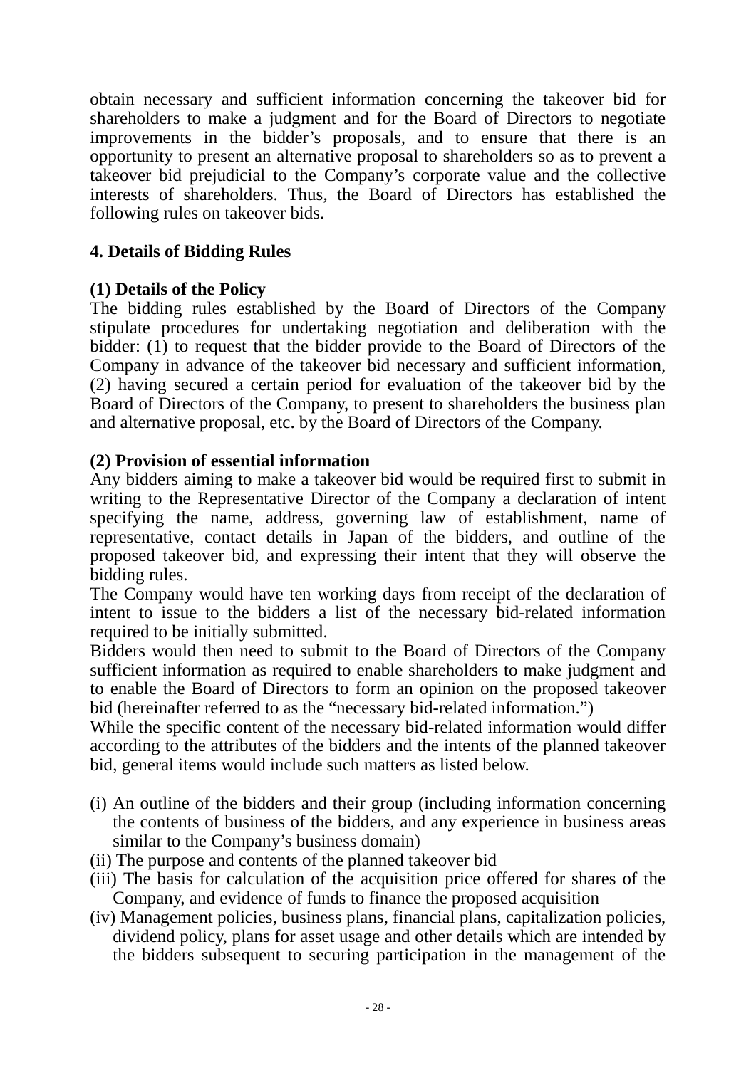obtain necessary and sufficient information concerning the takeover bid for shareholders to make a judgment and for the Board of Directors to negotiate improvements in the bidder's proposals, and to ensure that there is an opportunity to present an alternative proposal to shareholders so as to prevent a takeover bid prejudicial to the Company's corporate value and the collective interests of shareholders. Thus, the Board of Directors has established the following rules on takeover bids.

## 4. Details of Bidding Rules

### (1) Details of the Policy

The bidding rules established by the Board of Directors of the Company stipulate procedures for undertaking negotiation and deliberation with the bidder: (1) to request that the bidder provide to the Board of Directors of the Company in advance of the takeover bid necessary and sufficient information, (2) having secured a certain period for evaluation of the takeover bid by the Board of Directors of the Company, to present to shareholders the business plan and alternative proposal, etc. by the Board of Directors of the Company.

### (2) Provision of essential information

Any bidders aiming to make a takeover bid would be required first to submit in writing to the Representative Director of the Company a declaration of intent specifying the name, address, governing law of establishment, name of representative, contact details in Japan of the bidders, and outline of the proposed takeover bid, and expressing their intent that they will observe the bidding rules.

The Company would have ten working days from receipt of the declaration of intent to issue to the bidders a list of the necessary bid-related information required to be initially submitted.

Bidders would then need to submit to the Board of Directors of the Company sufficient information as required to enable shareholders to make judgment and to enable the Board of Directors to form an opinion on the proposed takeover bid (hereinafter referred to as the "necessary bid-related information.")

While the specific content of the necessary bid-related information would differ according to the attributes of the bidders and the intents of the planned takeover bid, general items would include such matters as listed below.

(i) An outline of the bidders and their group (including information concerning the contents of business of the bidders, and any experience in business areas similar to the Company's business domain)
(ii) The purpose and contents of the planned takeover bid
(iii) The basis for calculation of the acquisition price offered for shares of the Company, and evidence of funds to finance the proposed acquisition
(iv) Management policies, business plans, financial plans, capitalization policies, dividend policy, plans for asset usage and other details which are intended by the bidders subsequent to securing participation in the management of the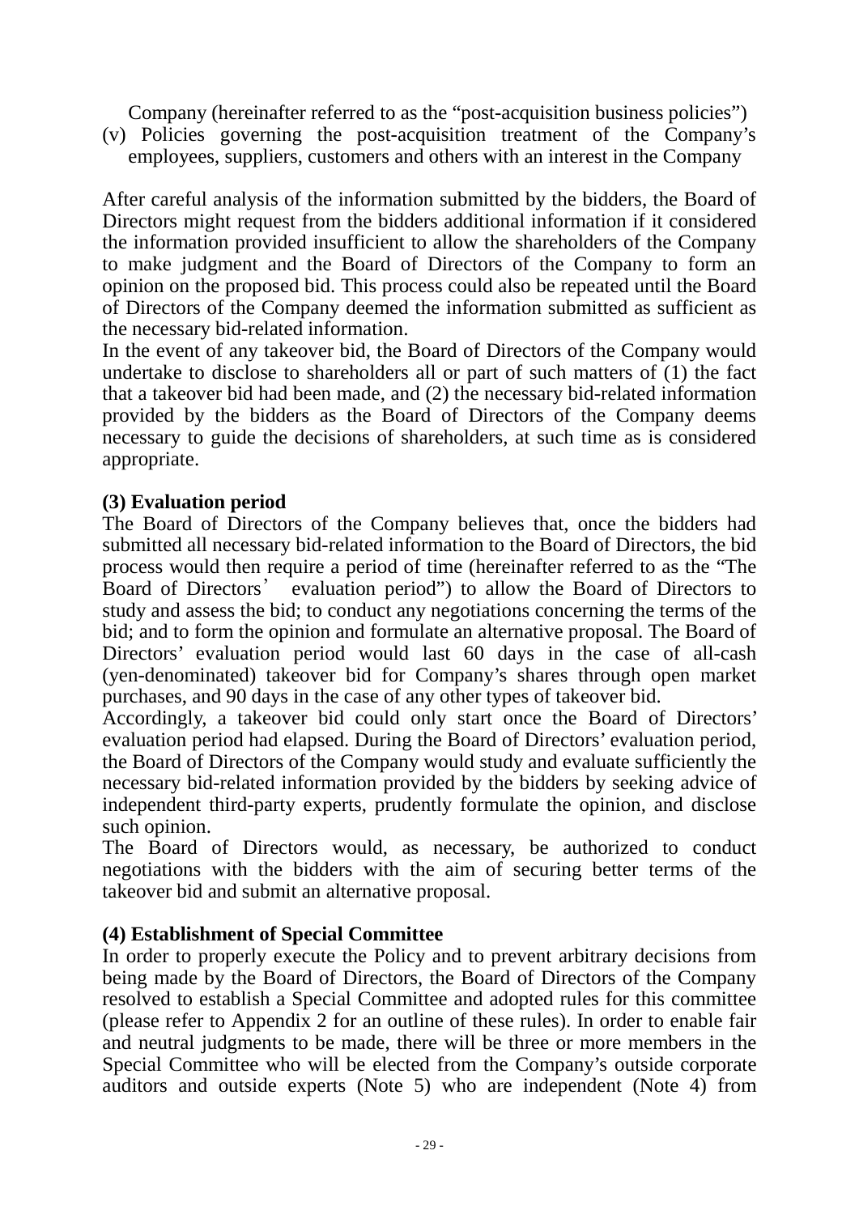Company (hereinafter referred to as the "post-acquisition business policies")

(v) Policies governing the post-acquisition treatment of the Company's employees, suppliers, customers and others with an interest in the Company

After careful analysis of the information submitted by the bidders, the Board of Directors might request from the bidders additional information if it considered the information provided insufficient to allow the shareholders of the Company to make judgment and the Board of Directors of the Company to form an opinion on the proposed bid. This process could also be repeated until the Board of Directors of the Company deemed the information submitted as sufficient as the necessary bid-related information.

In the event of any takeover bid, the Board of Directors of the Company would undertake to disclose to shareholders all or part of such matters of (1) the fact that a takeover bid had been made, and (2) the necessary bid-related information provided by the bidders as the Board of Directors of the Company deems necessary to guide the decisions of shareholders, at such time as is considered appropriate.

**(3) Evaluation period**

The Board of Directors of the Company believes that, once the bidders had submitted all necessary bid-related information to the Board of Directors, the bid process would then require a period of time (hereinafter referred to as the "The Board of Directors' evaluation period") to allow the Board of Directors to study and assess the bid; to conduct any negotiations concerning the terms of the bid; and to form the opinion and formulate an alternative proposal. The Board of Directors' evaluation period would last 60 days in the case of all-cash (yen-denominated) takeover bid for Company's shares through open market purchases, and 90 days in the case of any other types of takeover bid.

Accordingly, a takeover bid could only start once the Board of Directors' evaluation period had elapsed. During the Board of Directors' evaluation period, the Board of Directors of the Company would study and evaluate sufficiently the necessary bid-related information provided by the bidders by seeking advice of independent third-party experts, prudently formulate the opinion, and disclose such opinion.

The Board of Directors would, as necessary, be authorized to conduct negotiations with the bidders with the aim of securing better terms of the takeover bid and submit an alternative proposal.

**(4) Establishment of Special Committee**

In order to properly execute the Policy and to prevent arbitrary decisions from being made by the Board of Directors, the Board of Directors of the Company resolved to establish a Special Committee and adopted rules for this committee (please refer to Appendix 2 for an outline of these rules). In order to enable fair and neutral judgments to be made, there will be three or more members in the Special Committee who will be elected from the Company's outside corporate auditors and outside experts (Note 5) who are independent (Note 4) from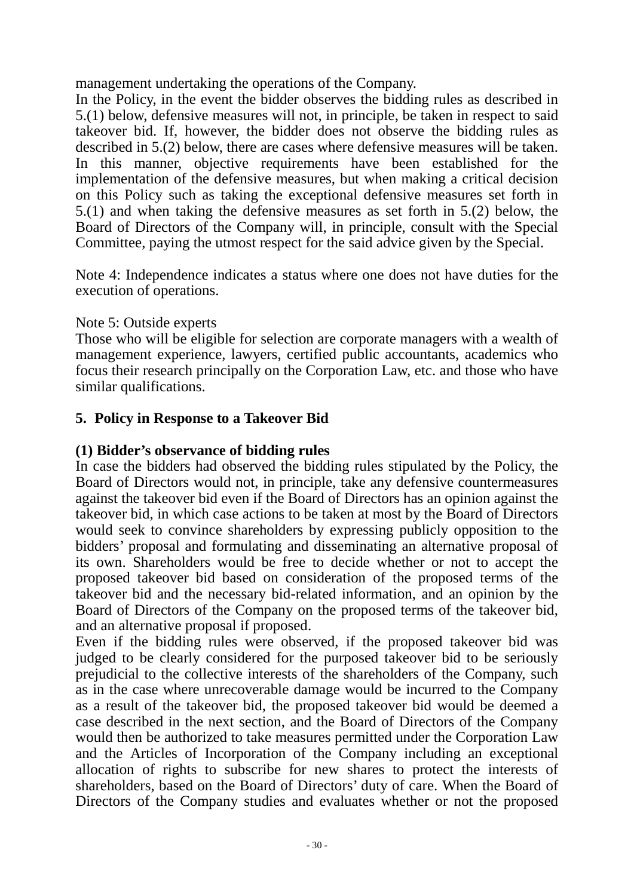management undertaking the operations of the Company.

In the Policy, in the event the bidder observes the bidding rules as described in 5.(1) below, defensive measures will not, in principle, be taken in respect to said takeover bid. If, however, the bidder does not observe the bidding rules as described in 5.(2) below, there are cases where defensive measures will be taken. In this manner, objective requirements have been established for the implementation of the defensive measures, but when making a critical decision on this Policy such as taking the exceptional defensive measures set forth in 5.(1) and when taking the defensive measures as set forth in 5.(2) below, the Board of Directors of the Company will, in principle, consult with the Special Committee, paying the utmost respect for the said advice given by the Special.

Note 4: Independence indicates a status where one does not have duties for the execution of operations.

Note 5: Outside experts

Those who will be eligible for selection are corporate managers with a wealth of management experience, lawyers, certified public accountants, academics who focus their research principally on the Corporation Law, etc. and those who have similar qualifications.

## 5. Policy in Response to a Takeover Bid

### (1) Bidder's observance of bidding rules

In case the bidders had observed the bidding rules stipulated by the Policy, the Board of Directors would not, in principle, take any defensive countermeasures against the takeover bid even if the Board of Directors has an opinion against the takeover bid, in which case actions to be taken at most by the Board of Directors would seek to convince shareholders by expressing publicly opposition to the bidders' proposal and formulating and disseminating an alternative proposal of its own. Shareholders would be free to decide whether or not to accept the proposed takeover bid based on consideration of the proposed terms of the takeover bid and the necessary bid-related information, and an opinion by the Board of Directors of the Company on the proposed terms of the takeover bid, and an alternative proposal if proposed.

Even if the bidding rules were observed, if the proposed takeover bid was judged to be clearly considered for the purposed takeover bid to be seriously prejudicial to the collective interests of the shareholders of the Company, such as in the case where unrecoverable damage would be incurred to the Company as a result of the takeover bid, the proposed takeover bid would be deemed a case described in the next section, and the Board of Directors of the Company would then be authorized to take measures permitted under the Corporation Law and the Articles of Incorporation of the Company including an exceptional allocation of rights to subscribe for new shares to protect the interests of shareholders, based on the Board of Directors' duty of care. When the Board of Directors of the Company studies and evaluates whether or not the proposed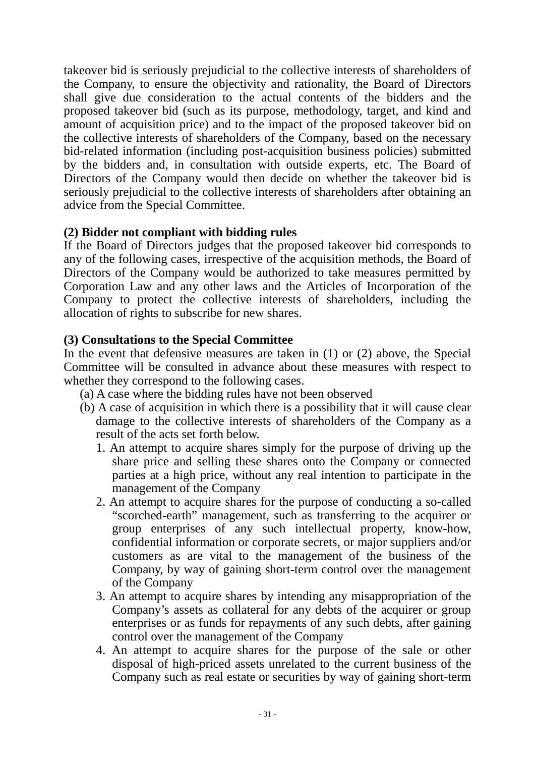takeover bid is seriously prejudicial to the collective interests of shareholders of the Company, to ensure the objectivity and rationality, the Board of Directors shall give due consideration to the actual contents of the bidders and the proposed takeover bid (such as its purpose, methodology, target, and kind and amount of acquisition price) and to the impact of the proposed takeover bid on the collective interests of shareholders of the Company, based on the necessary bid-related information (including post-acquisition business policies) submitted by the bidders and, in consultation with outside experts, etc. The Board of Directors of the Company would then decide on whether the takeover bid is seriously prejudicial to the collective interests of shareholders after obtaining an advice from the Special Committee.

**(2) Bidder not compliant with bidding rules**

If the Board of Directors judges that the proposed takeover bid corresponds to any of the following cases, irrespective of the acquisition methods, the Board of Directors of the Company would be authorized to take measures permitted by Corporation Law and any other laws and the Articles of Incorporation of the Company to protect the collective interests of shareholders, including the allocation of rights to subscribe for new shares.

**(3) Consultations to the Special Committee**

In the event that defensive measures are taken in (1) or (2) above, the Special Committee will be consulted in advance about these measures with respect to whether they correspond to the following cases.

(a) A case where the bidding rules have not been observed

(b) A case of acquisition in which there is a possibility that it will cause clear damage to the collective interests of shareholders of the Company as a result of the acts set forth below.

1. An attempt to acquire shares simply for the purpose of driving up the share price and selling these shares onto the Company or connected parties at a high price, without any real intention to participate in the management of the Company
2. An attempt to acquire shares for the purpose of conducting a so-called "scorched-earth" management, such as transferring to the acquirer or group enterprises of any such intellectual property, know-how, confidential information or corporate secrets, or major suppliers and/or customers as are vital to the management of the business of the Company, by way of gaining short-term control over the management of the Company
3. An attempt to acquire shares by intending any misappropriation of the Company's assets as collateral for any debts of the acquirer or group enterprises or as funds for repayments of any such debts, after gaining control over the management of the Company
4. An attempt to acquire shares for the purpose of the sale or other disposal of high-priced assets unrelated to the current business of the Company such as real estate or securities by way of gaining short-term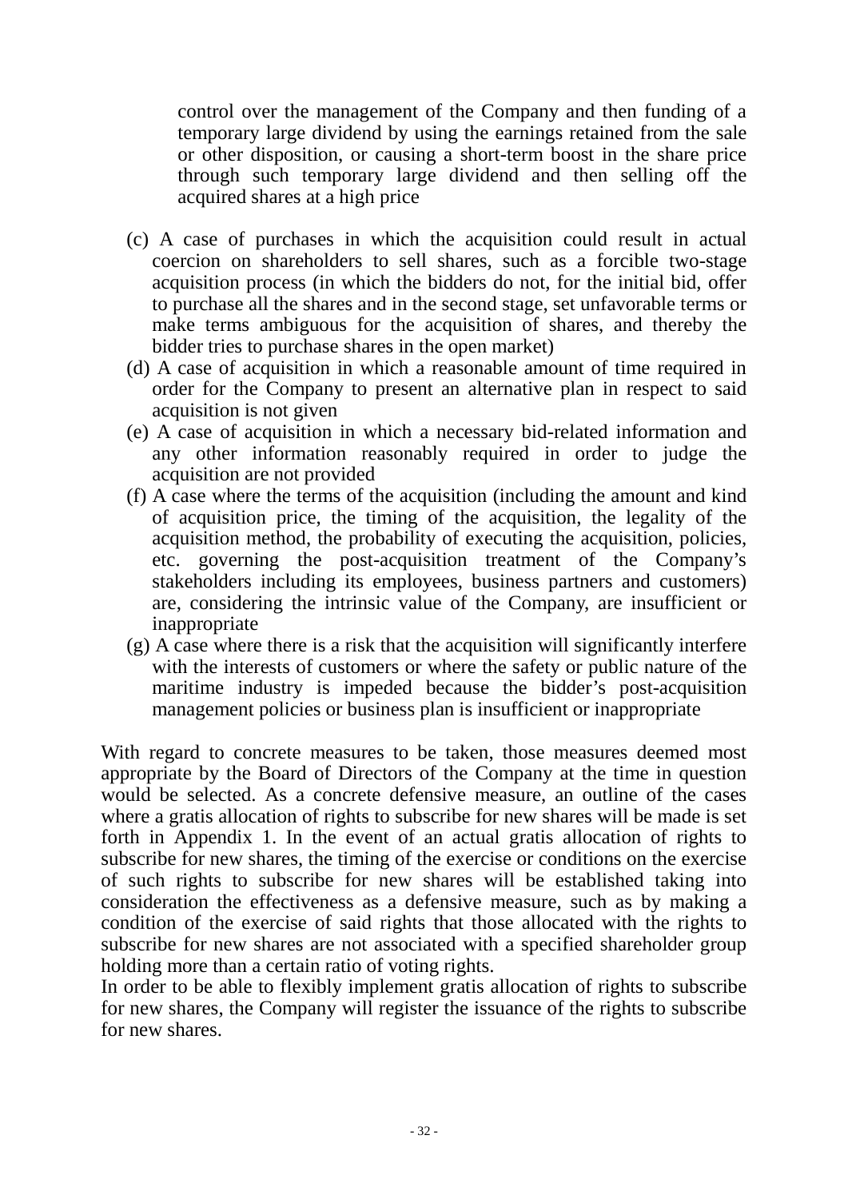control over the management of the Company and then funding of a temporary large dividend by using the earnings retained from the sale or other disposition, or causing a short-term boost in the share price through such temporary large dividend and then selling off the acquired shares at a high price

(c) A case of purchases in which the acquisition could result in actual coercion on shareholders to sell shares, such as a forcible two-stage acquisition process (in which the bidders do not, for the initial bid, offer to purchase all the shares and in the second stage, set unfavorable terms or make terms ambiguous for the acquisition of shares, and thereby the bidder tries to purchase shares in the open market)

(d) A case of acquisition in which a reasonable amount of time required in order for the Company to present an alternative plan in respect to said acquisition is not given

(e) A case of acquisition in which a necessary bid-related information and any other information reasonably required in order to judge the acquisition are not provided

(f) A case where the terms of the acquisition (including the amount and kind of acquisition price, the timing of the acquisition, the legality of the acquisition method, the probability of executing the acquisition, policies, etc. governing the post-acquisition treatment of the Company's stakeholders including its employees, business partners and customers) are, considering the intrinsic value of the Company, are insufficient or inappropriate

(g) A case where there is a risk that the acquisition will significantly interfere with the interests of customers or where the safety or public nature of the maritime industry is impeded because the bidder's post-acquisition management policies or business plan is insufficient or inappropriate

With regard to concrete measures to be taken, those measures deemed most appropriate by the Board of Directors of the Company at the time in question would be selected. As a concrete defensive measure, an outline of the cases where a gratis allocation of rights to subscribe for new shares will be made is set forth in Appendix 1. In the event of an actual gratis allocation of rights to subscribe for new shares, the timing of the exercise or conditions on the exercise of such rights to subscribe for new shares will be established taking into consideration the effectiveness as a defensive measure, such as by making a condition of the exercise of said rights that those allocated with the rights to subscribe for new shares are not associated with a specified shareholder group holding more than a certain ratio of voting rights.

In order to be able to flexibly implement gratis allocation of rights to subscribe for new shares, the Company will register the issuance of the rights to subscribe for new shares.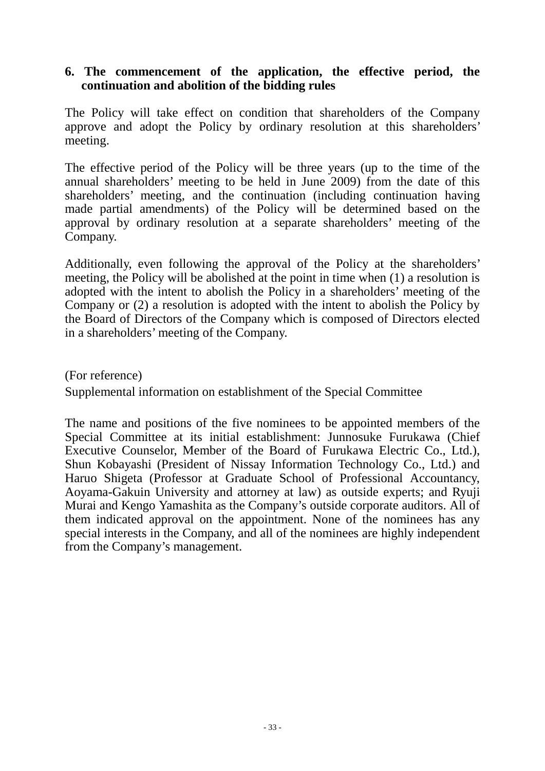**6. The commencement of the application, the effective period, the continuation and abolition of the bidding rules**

The Policy will take effect on condition that shareholders of the Company approve and adopt the Policy by ordinary resolution at this shareholders' meeting.

The effective period of the Policy will be three years (up to the time of the annual shareholders' meeting to be held in June 2009) from the date of this shareholders' meeting, and the continuation (including continuation having made partial amendments) of the Policy will be determined based on the approval by ordinary resolution at a separate shareholders' meeting of the Company.

Additionally, even following the approval of the Policy at the shareholders' meeting, the Policy will be abolished at the point in time when (1) a resolution is adopted with the intent to abolish the Policy in a shareholders' meeting of the Company or (2) a resolution is adopted with the intent to abolish the Policy by the Board of Directors of the Company which is composed of Directors elected in a shareholders' meeting of the Company.

(For reference)

Supplemental information on establishment of the Special Committee

The name and positions of the five nominees to be appointed members of the Special Committee at its initial establishment: Junnosuke Furukawa (Chief Executive Counselor, Member of the Board of Furukawa Electric Co., Ltd.), Shun Kobayashi (President of Nissay Information Technology Co., Ltd.) and Haruo Shigeta (Professor at Graduate School of Professional Accountancy, Aoyama-Gakuin University and attorney at law) as outside experts; and Ryuji Murai and Kengo Yamashita as the Company's outside corporate auditors. All of them indicated approval on the appointment. None of the nominees has any special interests in the Company, and all of the nominees are highly independent from the Company's management.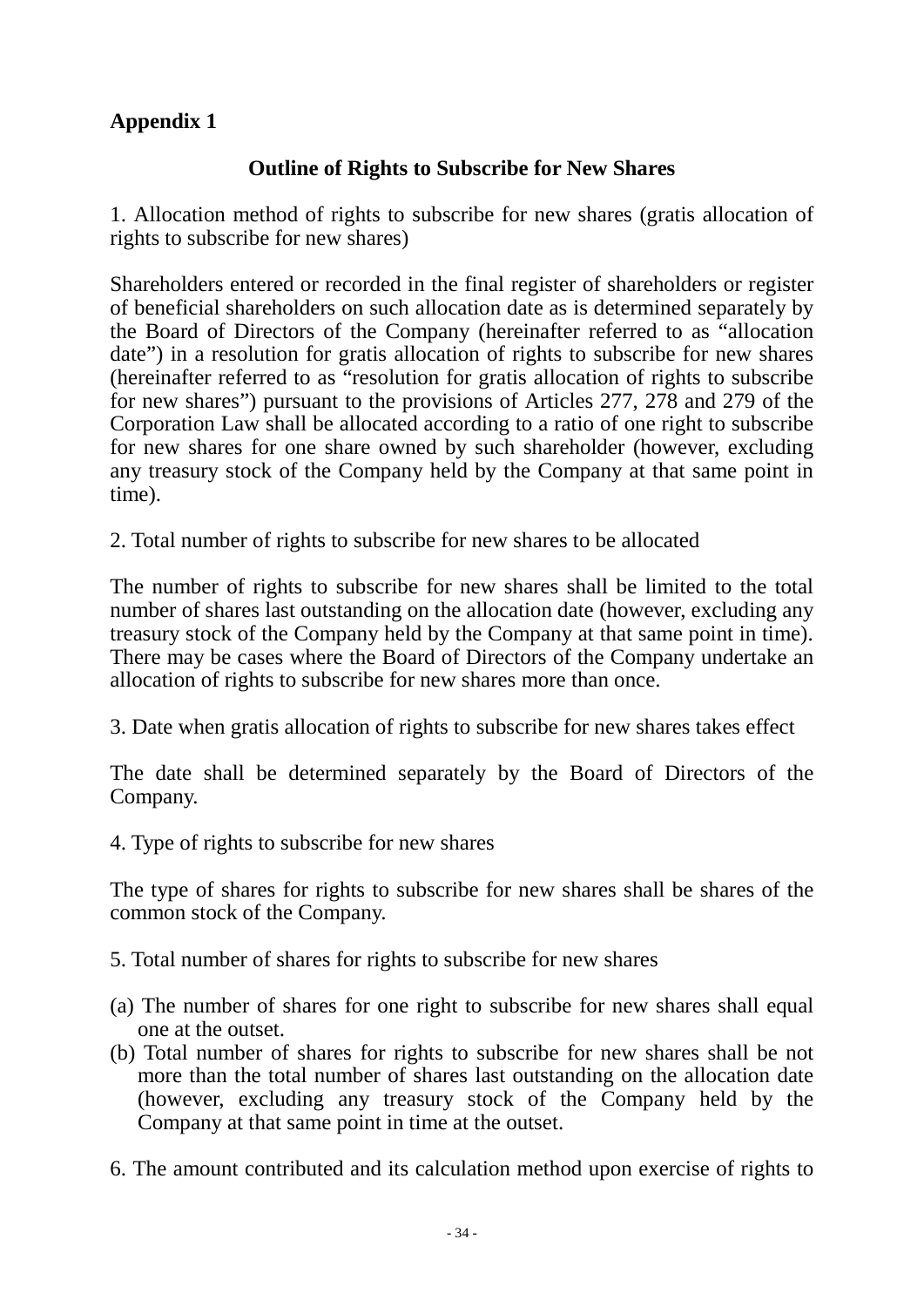**Appendix 1**

## Outline of Rights to Subscribe for New Shares

1. Allocation method of rights to subscribe for new shares (gratis allocation of rights to subscribe for new shares)

Shareholders entered or recorded in the final register of shareholders or register of beneficial shareholders on such allocation date as is determined separately by the Board of Directors of the Company (hereinafter referred to as "allocation date") in a resolution for gratis allocation of rights to subscribe for new shares (hereinafter referred to as "resolution for gratis allocation of rights to subscribe for new shares") pursuant to the provisions of Articles 277, 278 and 279 of the Corporation Law shall be allocated according to a ratio of one right to subscribe for new shares for one share owned by such shareholder (however, excluding any treasury stock of the Company held by the Company at that same point in time).

2. Total number of rights to subscribe for new shares to be allocated

The number of rights to subscribe for new shares shall be limited to the total number of shares last outstanding on the allocation date (however, excluding any treasury stock of the Company held by the Company at that same point in time). There may be cases where the Board of Directors of the Company undertake an allocation of rights to subscribe for new shares more than once.

3. Date when gratis allocation of rights to subscribe for new shares takes effect

The date shall be determined separately by the Board of Directors of the Company.

4. Type of rights to subscribe for new shares

The type of shares for rights to subscribe for new shares shall be shares of the common stock of the Company.

5. Total number of shares for rights to subscribe for new shares

(a) The number of shares for one right to subscribe for new shares shall equal one at the outset.
(b) Total number of shares for rights to subscribe for new shares shall be not more than the total number of shares last outstanding on the allocation date (however, excluding any treasury stock of the Company held by the Company at that same point in time at the outset.

6. The amount contributed and its calculation method upon exercise of rights to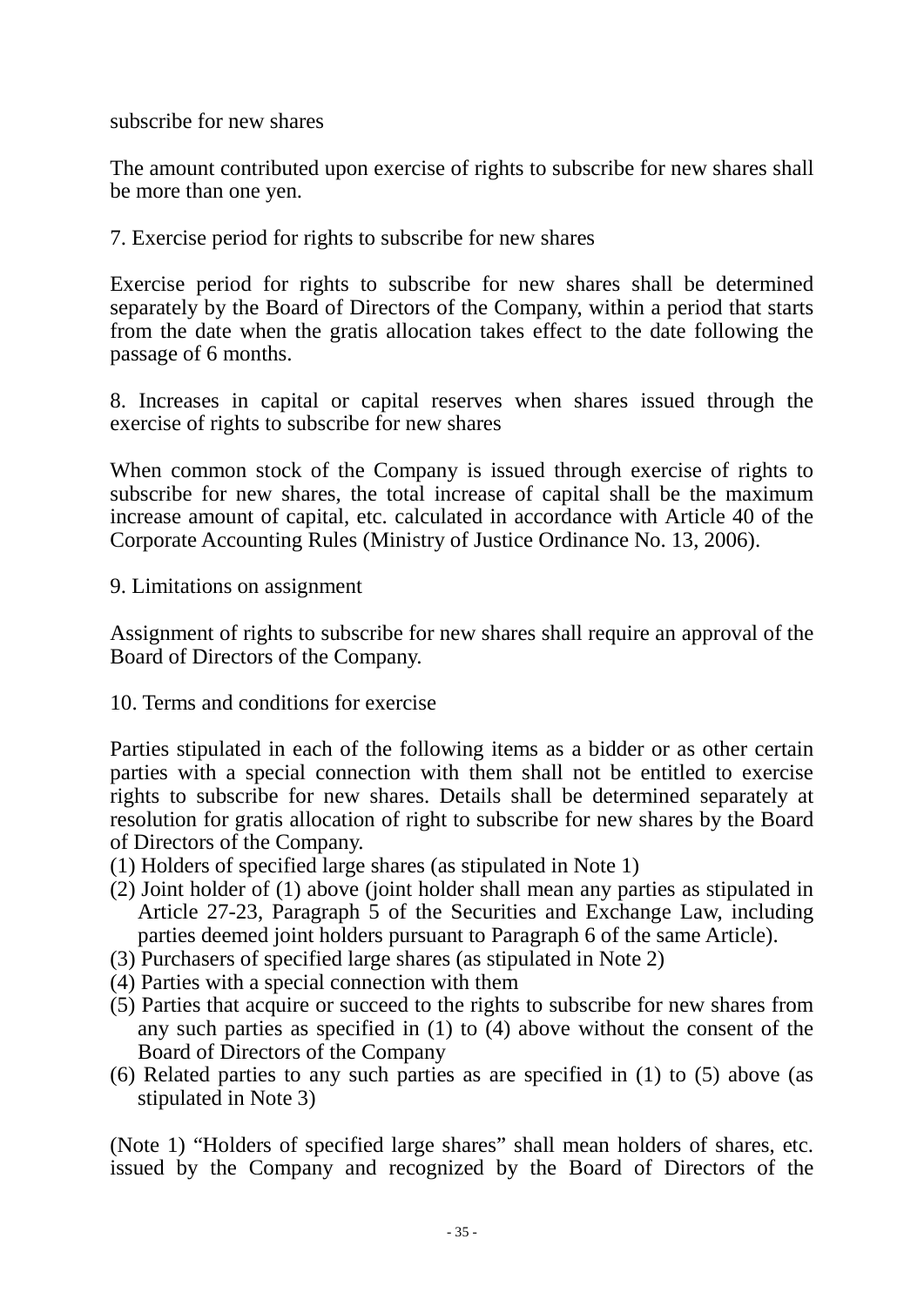subscribe for new shares

The amount contributed upon exercise of rights to subscribe for new shares shall be more than one yen.

7. Exercise period for rights to subscribe for new shares

Exercise period for rights to subscribe for new shares shall be determined separately by the Board of Directors of the Company, within a period that starts from the date when the gratis allocation takes effect to the date following the passage of 6 months.

8. Increases in capital or capital reserves when shares issued through the exercise of rights to subscribe for new shares

When common stock of the Company is issued through exercise of rights to subscribe for new shares, the total increase of capital shall be the maximum increase amount of capital, etc. calculated in accordance with Article 40 of the Corporate Accounting Rules (Ministry of Justice Ordinance No. 13, 2006).

9. Limitations on assignment

Assignment of rights to subscribe for new shares shall require an approval of the Board of Directors of the Company.

10. Terms and conditions for exercise

Parties stipulated in each of the following items as a bidder or as other certain parties with a special connection with them shall not be entitled to exercise rights to subscribe for new shares. Details shall be determined separately at resolution for gratis allocation of right to subscribe for new shares by the Board of Directors of the Company.

(1) Holders of specified large shares (as stipulated in Note 1)
(2) Joint holder of (1) above (joint holder shall mean any parties as stipulated in Article 27-23, Paragraph 5 of the Securities and Exchange Law, including parties deemed joint holders pursuant to Paragraph 6 of the same Article).
(3) Purchasers of specified large shares (as stipulated in Note 2)
(4) Parties with a special connection with them
(5) Parties that acquire or succeed to the rights to subscribe for new shares from any such parties as specified in (1) to (4) above without the consent of the Board of Directors of the Company
(6) Related parties to any such parties as are specified in (1) to (5) above (as stipulated in Note 3)

(Note 1) “Holders of specified large shares” shall mean holders of shares, etc. issued by the Company and recognized by the Board of Directors of the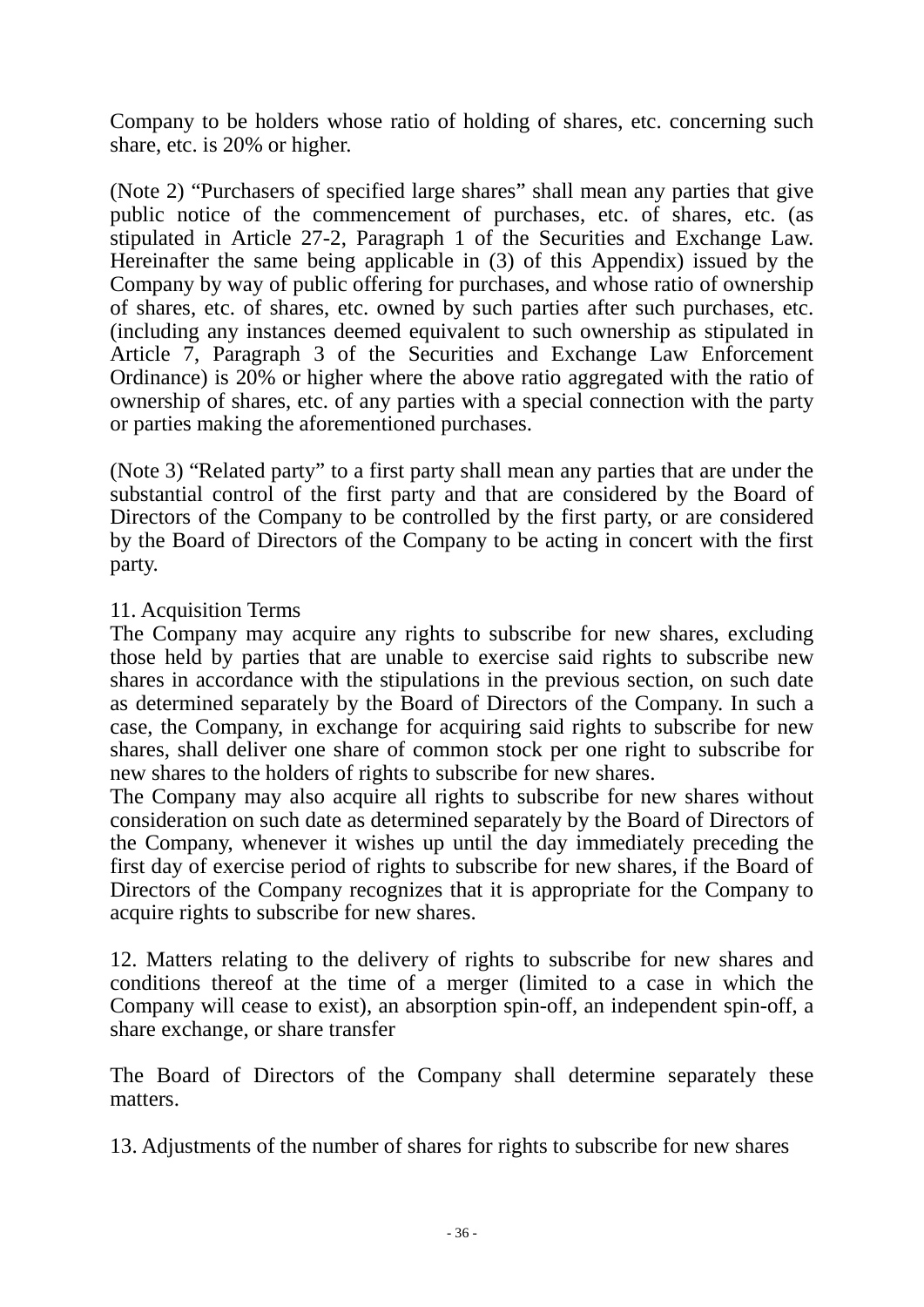Company to be holders whose ratio of holding of shares, etc. concerning such share, etc. is 20% or higher.

(Note 2) "Purchasers of specified large shares" shall mean any parties that give public notice of the commencement of purchases, etc. of shares, etc. (as stipulated in Article 27-2, Paragraph 1 of the Securities and Exchange Law. Hereinafter the same being applicable in (3) of this Appendix) issued by the Company by way of public offering for purchases, and whose ratio of ownership of shares, etc. of shares, etc. owned by such parties after such purchases, etc. (including any instances deemed equivalent to such ownership as stipulated in Article 7, Paragraph 3 of the Securities and Exchange Law Enforcement Ordinance) is 20% or higher where the above ratio aggregated with the ratio of ownership of shares, etc. of any parties with a special connection with the party or parties making the aforementioned purchases.

(Note 3) "Related party" to a first party shall mean any parties that are under the substantial control of the first party and that are considered by the Board of Directors of the Company to be controlled by the first party, or are considered by the Board of Directors of the Company to be acting in concert with the first party.

11. Acquisition Terms

The Company may acquire any rights to subscribe for new shares, excluding those held by parties that are unable to exercise said rights to subscribe new shares in accordance with the stipulations in the previous section, on such date as determined separately by the Board of Directors of the Company. In such a case, the Company, in exchange for acquiring said rights to subscribe for new shares, shall deliver one share of common stock per one right to subscribe for new shares to the holders of rights to subscribe for new shares.

The Company may also acquire all rights to subscribe for new shares without consideration on such date as determined separately by the Board of Directors of the Company, whenever it wishes up until the day immediately preceding the first day of exercise period of rights to subscribe for new shares, if the Board of Directors of the Company recognizes that it is appropriate for the Company to acquire rights to subscribe for new shares.

12. Matters relating to the delivery of rights to subscribe for new shares and conditions thereof at the time of a merger (limited to a case in which the Company will cease to exist), an absorption spin-off, an independent spin-off, a share exchange, or share transfer

The Board of Directors of the Company shall determine separately these matters.

13. Adjustments of the number of shares for rights to subscribe for new shares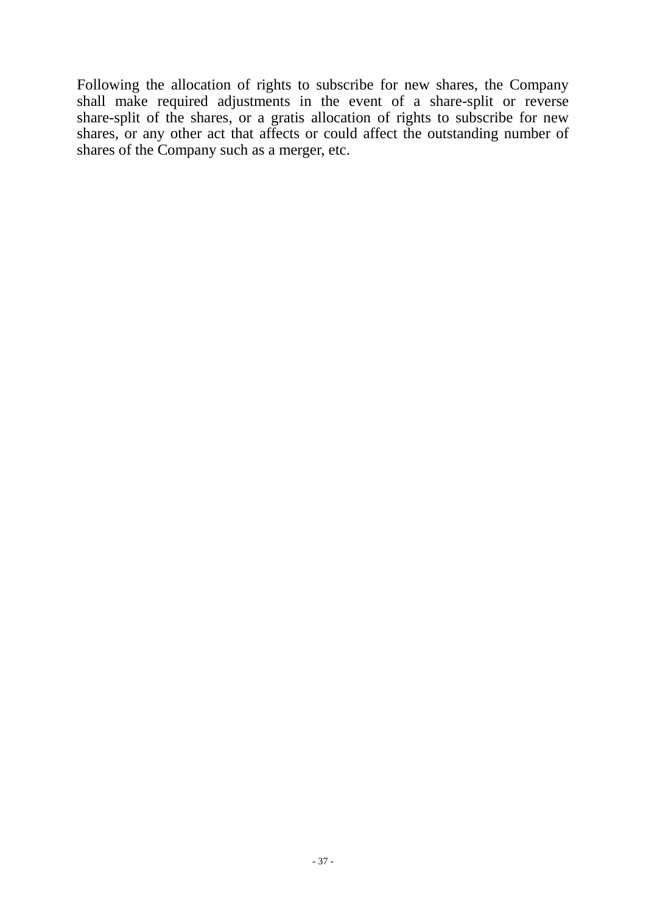Following the allocation of rights to subscribe for new shares, the Company shall make required adjustments in the event of a share-split or reverse share-split of the shares, or a gratis allocation of rights to subscribe for new shares, or any other act that affects or could affect the outstanding number of shares of the Company such as a merger, etc.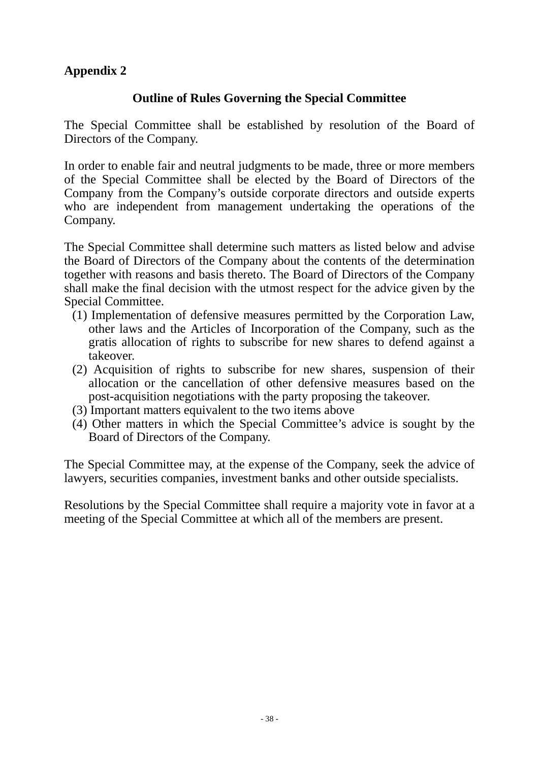**Appendix 2**

## Outline of Rules Governing the Special Committee

The Special Committee shall be established by resolution of the Board of Directors of the Company.

In order to enable fair and neutral judgments to be made, three or more members of the Special Committee shall be elected by the Board of Directors of the Company from the Company's outside corporate directors and outside experts who are independent from management undertaking the operations of the Company.

The Special Committee shall determine such matters as listed below and advise the Board of Directors of the Company about the contents of the determination together with reasons and basis thereto. The Board of Directors of the Company shall make the final decision with the utmost respect for the advice given by the Special Committee.

(1) Implementation of defensive measures permitted by the Corporation Law, other laws and the Articles of Incorporation of the Company, such as the gratis allocation of rights to subscribe for new shares to defend against a takeover.

(2) Acquisition of rights to subscribe for new shares, suspension of their allocation or the cancellation of other defensive measures based on the post-acquisition negotiations with the party proposing the takeover.

(3) Important matters equivalent to the two items above

(4) Other matters in which the Special Committee's advice is sought by the Board of Directors of the Company.

The Special Committee may, at the expense of the Company, seek the advice of lawyers, securities companies, investment banks and other outside specialists.

Resolutions by the Special Committee shall require a majority vote in favor at a meeting of the Special Committee at which all of the members are present.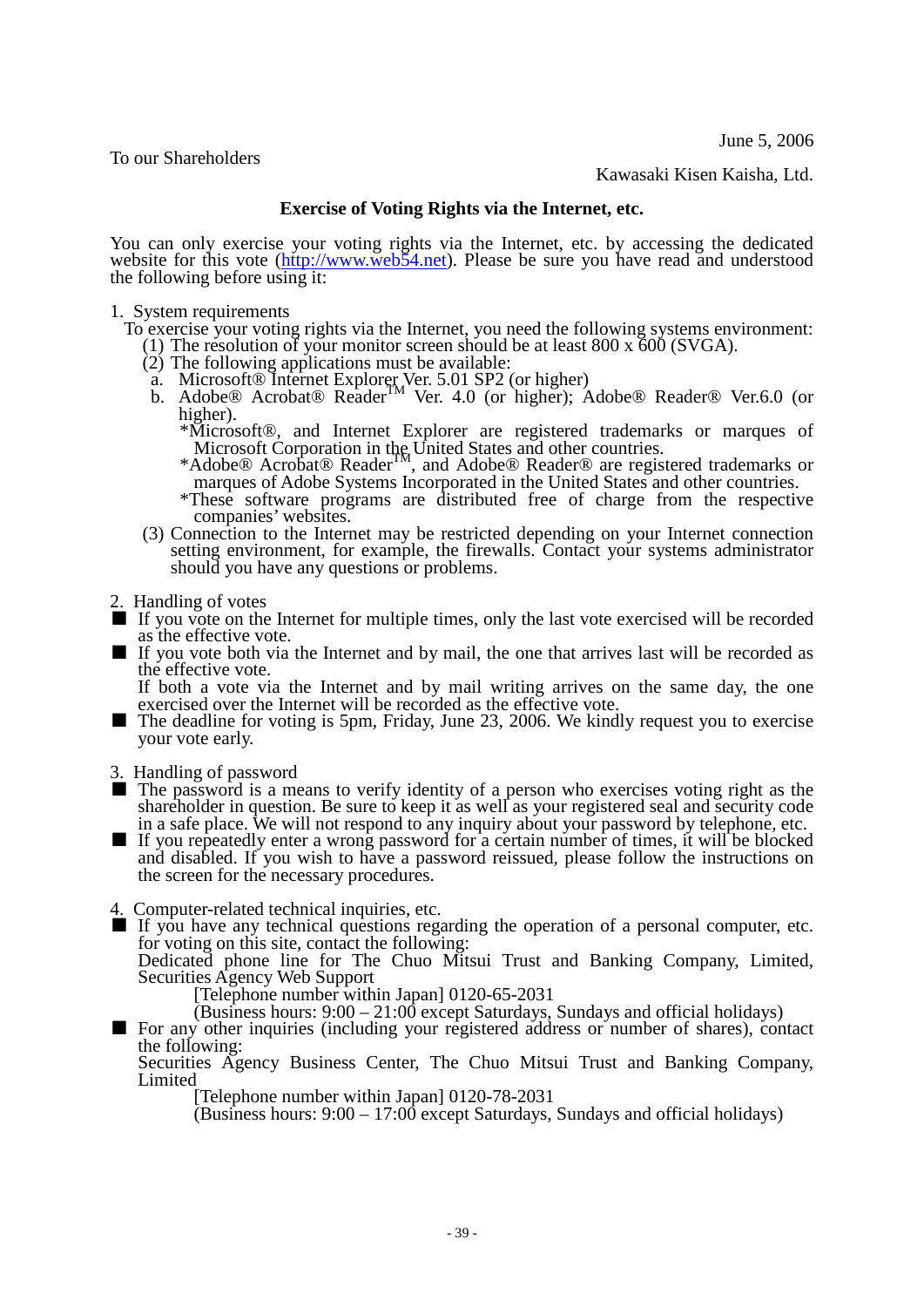June 5, 2006

To our Shareholders

Kawasaki Kisen Kaisha, Ltd.

## Exercise of Voting Rights via the Internet, etc.

You can only exercise your voting rights via the Internet, etc. by accessing the dedicated website for this vote (http://www.web54.net). Please be sure you have read and understood the following before using it:

1. System requirements

   To exercise your voting rights via the Internet, you need the following systems environment:

   (1) The resolution of your monitor screen should be at least 800 x 600 (SVGA).

   (2) The following applications must be available:

   a. Microsoft® Internet Explorer Ver. 5.01 SP2 (or higher)

   b. Adobe® Acrobat® Reader™ Ver. 4.0 (or higher); Adobe® Reader® Ver.6.0 (or higher).

   *Microsoft®, and Internet Explorer are registered trademarks or marques of Microsoft Corporation in the United States and other countries.

   *Adobe® Acrobat® Reader™, and Adobe® Reader® are registered trademarks or marques of Adobe Systems Incorporated in the United States and other countries.

   *These software programs are distributed free of charge from the respective companies' websites.

   (3) Connection to the Internet may be restricted depending on your Internet connection setting environment, for example, the firewalls. Contact your systems administrator should you have any questions or problems.

2. Handling of votes

- If you vote on the Internet for multiple times, only the last vote exercised will be recorded as the effective vote.
- If you vote both via the Internet and by mail, the one that arrives last will be recorded as the effective vote.
  If both a vote via the Internet and by mail writing arrives on the same day, the one exercised over the Internet will be recorded as the effective vote.
- The deadline for voting is 5pm, Friday, June 23, 2006. We kindly request you to exercise your vote early.

3. Handling of password

- The password is a means to verify identity of a person who exercises voting right as the shareholder in question. Be sure to keep it as well as your registered seal and security code in a safe place. We will not respond to any inquiry about your password by telephone, etc.
- If you repeatedly enter a wrong password for a certain number of times, it will be blocked and disabled. If you wish to have a password reissued, please follow the instructions on the screen for the necessary procedures.

4. Computer-related technical inquiries, etc.

- If you have any technical questions regarding the operation of a personal computer, etc. for voting on this site, contact the following:
  Dedicated phone line for The Chuo Mitsui Trust and Banking Company, Limited, Securities Agency Web Support
  [Telephone number within Japan] 0120-65-2031
  (Business hours: 9:00 – 21:00 except Saturdays, Sundays and official holidays)
- For any other inquiries (including your registered address or number of shares), contact the following:
  Securities Agency Business Center, The Chuo Mitsui Trust and Banking Company, Limited
  [Telephone number within Japan] 0120-78-2031
  (Business hours: 9:00 – 17:00 except Saturdays, Sundays and official holidays)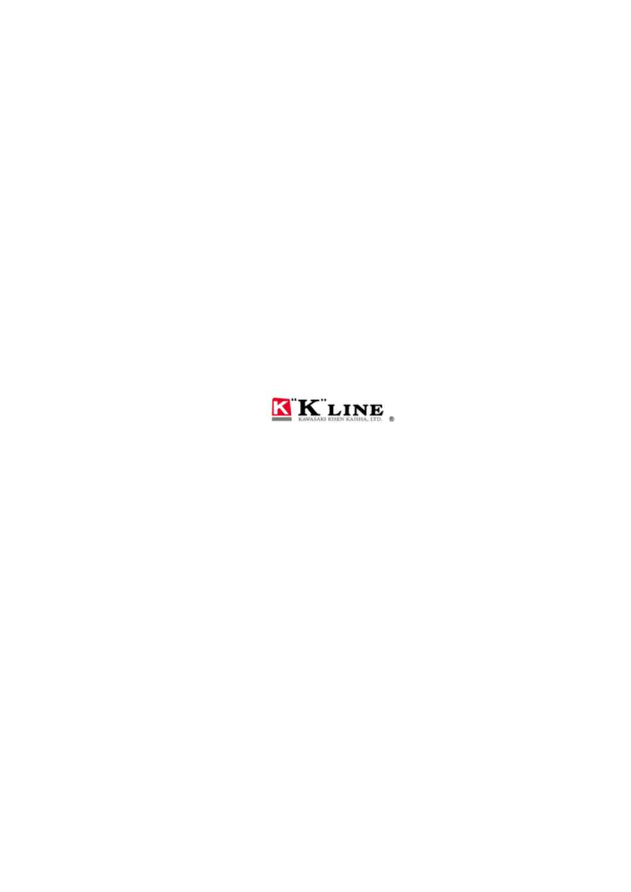"K" LINE

KAWASAKI KISEN KAISHA, LTD. ®